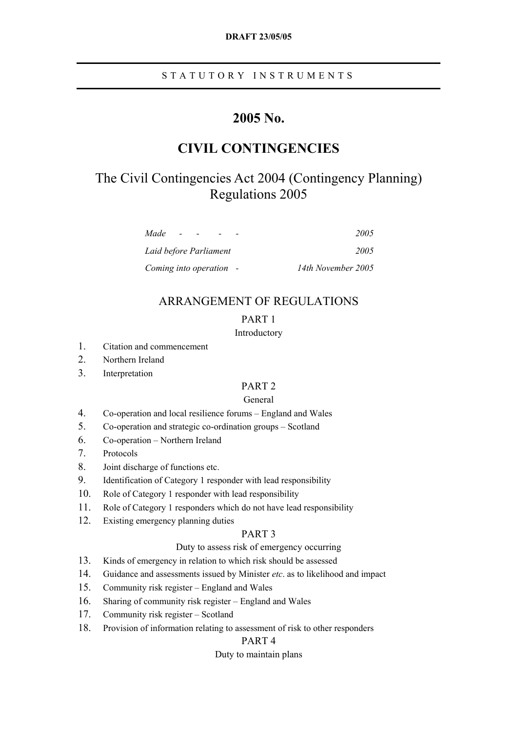DRAFT 23/05/05

STATUTORY INSTRUMENTS

# 2005 No.

# CIVIL CONTINGENCIES

## The Civil Contingencies Act 2004 (Contingency Planning) Regulations 2005

| | |
|---|---|
| *Made - - - -* | *2005* |
| *Laid before Parliament* | *2005* |
| *Coming into operation -* | *14th November 2005* |

## ARRANGEMENT OF REGULATIONS

### PART 1

Introductory

1. Citation and commencement
2. Northern Ireland
3. Interpretation

### PART 2

General

4. Co-operation and local resilience forums – England and Wales
5. Co-operation and strategic co-ordination groups – Scotland
6. Co-operation – Northern Ireland
7. Protocols
8. Joint discharge of functions etc.
9. Identification of Category 1 responder with lead responsibility
10. Role of Category 1 responder with lead responsibility
11. Role of Category 1 responders which do not have lead responsibility
12. Existing emergency planning duties

### PART 3

Duty to assess risk of emergency occurring

13. Kinds of emergency in relation to which risk should be assessed
14. Guidance and assessments issued by Minister *etc*. as to likelihood and impact
15. Community risk register – England and Wales
16. Sharing of community risk register – England and Wales
17. Community risk register – Scotland
18. Provision of information relating to assessment of risk to other responders

### PART 4

Duty to maintain plans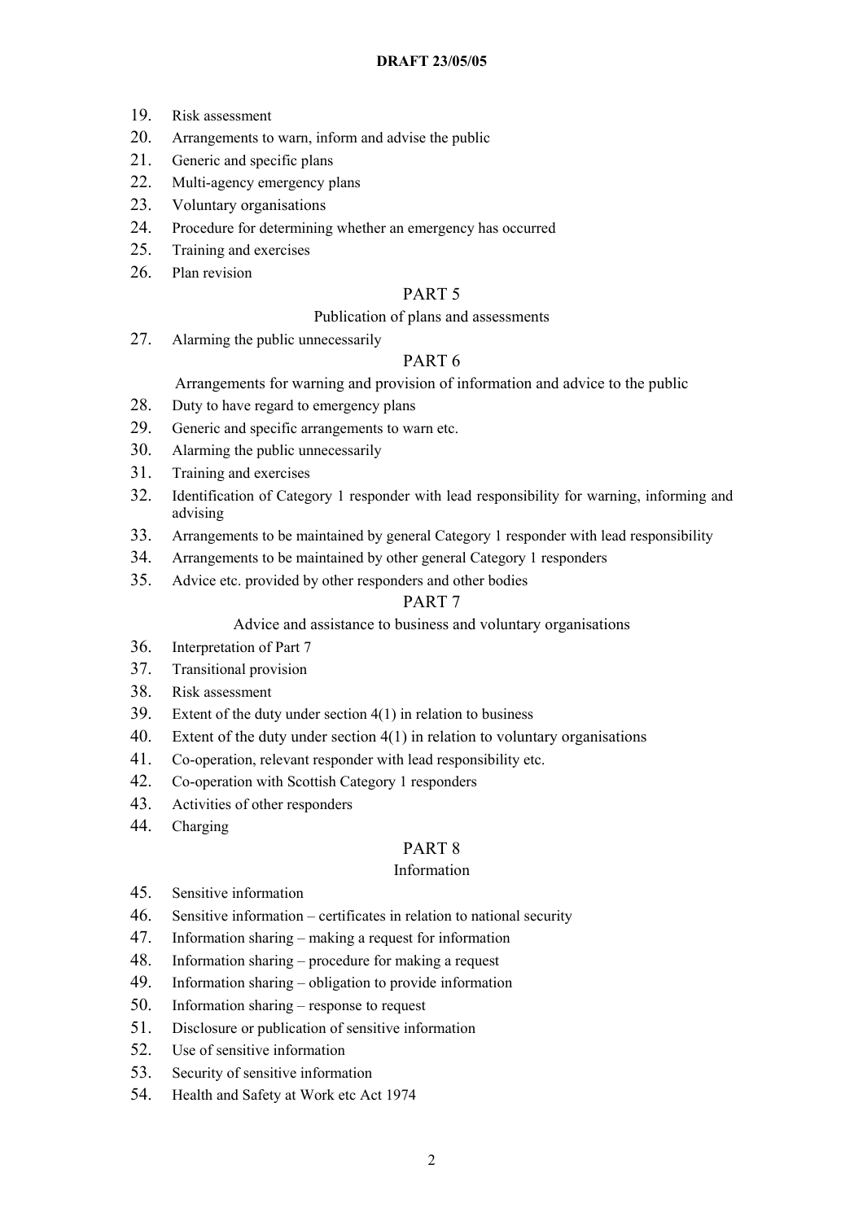19. Risk assessment
20. Arrangements to warn, inform and advise the public
21. Generic and specific plans
22. Multi-agency emergency plans
23. Voluntary organisations
24. Procedure for determining whether an emergency has occurred
25. Training and exercises
26. Plan revision

## PART 5

### Publication of plans and assessments

27. Alarming the public unnecessarily

## PART 6

### Arrangements for warning and provision of information and advice to the public

28. Duty to have regard to emergency plans
29. Generic and specific arrangements to warn etc.
30. Alarming the public unnecessarily
31. Training and exercises
32. Identification of Category 1 responder with lead responsibility for warning, informing and advising
33. Arrangements to be maintained by general Category 1 responder with lead responsibility
34. Arrangements to be maintained by other general Category 1 responders
35. Advice etc. provided by other responders and other bodies

## PART 7

### Advice and assistance to business and voluntary organisations

36. Interpretation of Part 7
37. Transitional provision
38. Risk assessment
39. Extent of the duty under section 4(1) in relation to business
40. Extent of the duty under section 4(1) in relation to voluntary organisations
41. Co-operation, relevant responder with lead responsibility etc.
42. Co-operation with Scottish Category 1 responders
43. Activities of other responders
44. Charging

## PART 8

### Information

45. Sensitive information
46. Sensitive information – certificates in relation to national security
47. Information sharing – making a request for information
48. Information sharing – procedure for making a request
49. Information sharing – obligation to provide information
50. Information sharing – response to request
51. Disclosure or publication of sensitive information
52. Use of sensitive information
53. Security of sensitive information
54. Health and Safety at Work etc Act 1974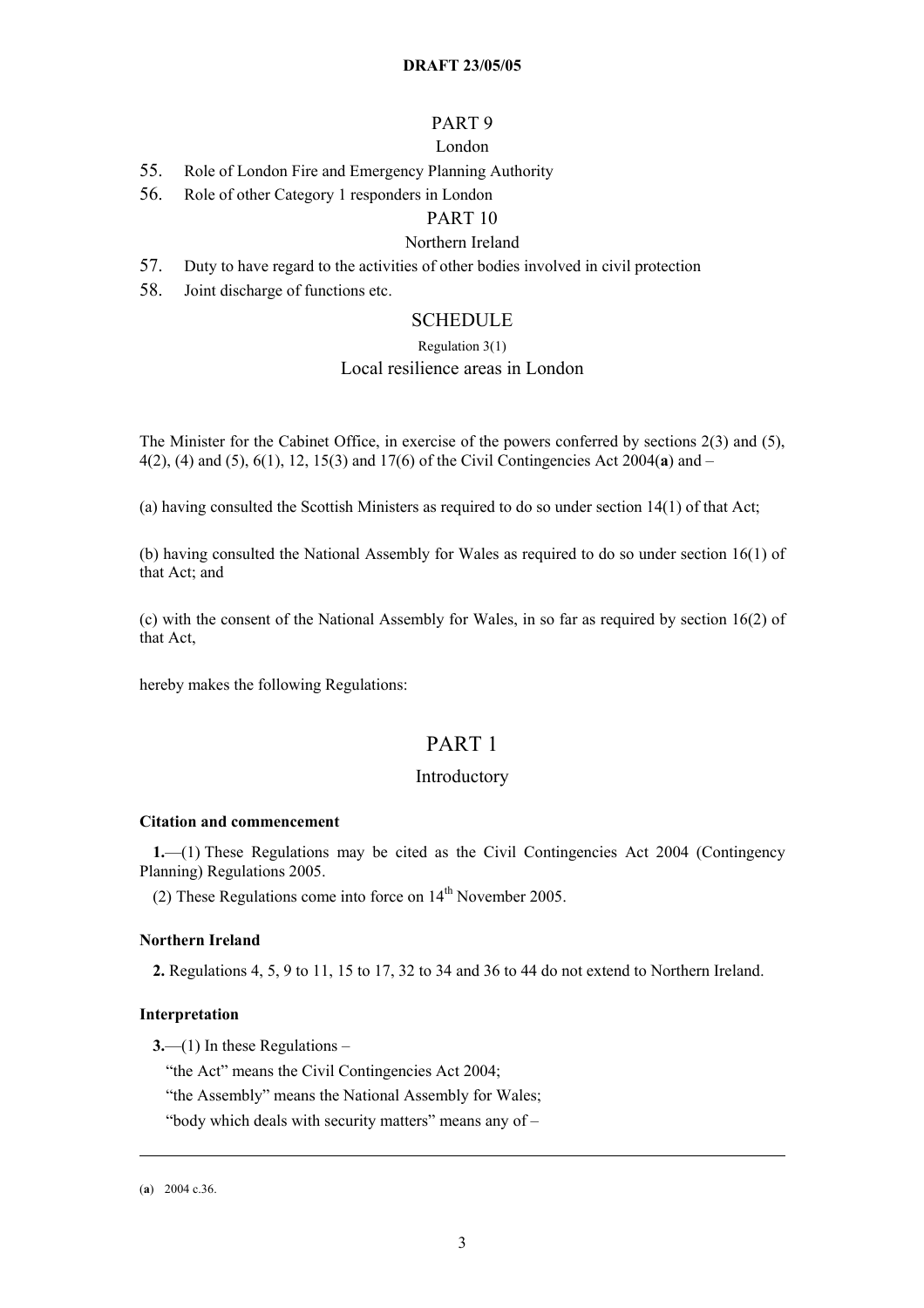## PART 9

London

55. Role of London Fire and Emergency Planning Authority
56. Role of other Category 1 responders in London

## PART 10

Northern Ireland

57. Duty to have regard to the activities of other bodies involved in civil protection
58. Joint discharge of functions etc.

## SCHEDULE

Regulation 3(1)

Local resilience areas in London

The Minister for the Cabinet Office, in exercise of the powers conferred by sections 2(3) and (5), 4(2), (4) and (5), 6(1), 12, 15(3) and 17(6) of the Civil Contingencies Act 2004(**a**) and –

(a) having consulted the Scottish Ministers as required to do so under section 14(1) of that Act;

(b) having consulted the National Assembly for Wales as required to do so under section 16(1) of that Act; and

(c) with the consent of the National Assembly for Wales, in so far as required by section 16(2) of that Act,

hereby makes the following Regulations:

# PART 1

## Introductory

**Citation and commencement**

**1.**—(1) These Regulations may be cited as the Civil Contingencies Act 2004 (Contingency Planning) Regulations 2005.

(2) These Regulations come into force on 14th November 2005.

**Northern Ireland**

**2.** Regulations 4, 5, 9 to 11, 15 to 17, 32 to 34 and 36 to 44 do not extend to Northern Ireland.

**Interpretation**

**3.**—(1) In these Regulations –

"the Act" means the Civil Contingencies Act 2004;

"the Assembly" means the National Assembly for Wales;

"body which deals with security matters" means any of –

---

(**a**) 2004 c.36.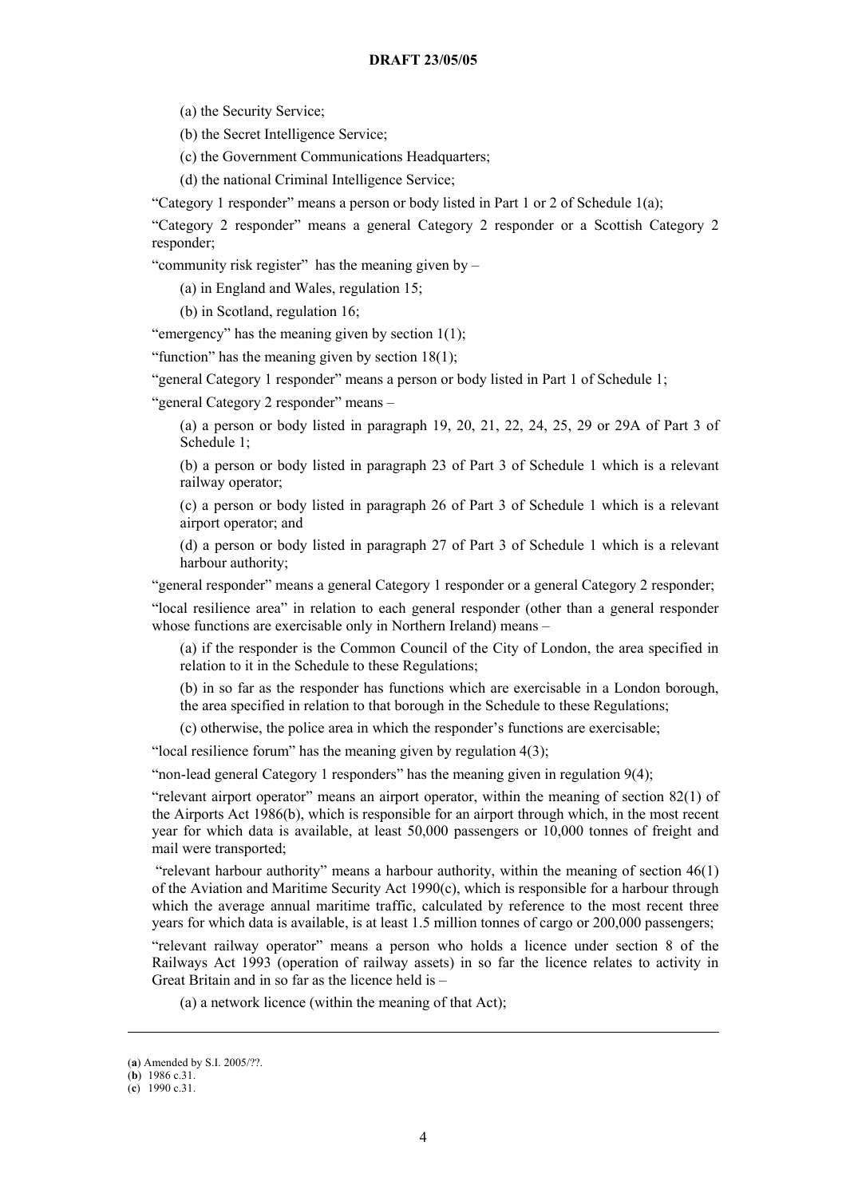(a) the Security Service;

(b) the Secret Intelligence Service;

(c) the Government Communications Headquarters;

(d) the national Criminal Intelligence Service;

"Category 1 responder" means a person or body listed in Part 1 or 2 of Schedule 1(a);

"Category 2 responder" means a general Category 2 responder or a Scottish Category 2 responder;

"community risk register" has the meaning given by –

(a) in England and Wales, regulation 15;

(b) in Scotland, regulation 16;

"emergency" has the meaning given by section 1(1);

"function" has the meaning given by section 18(1);

"general Category 1 responder" means a person or body listed in Part 1 of Schedule 1;

"general Category 2 responder" means –

(a) a person or body listed in paragraph 19, 20, 21, 22, 24, 25, 29 or 29A of Part 3 of Schedule 1;

(b) a person or body listed in paragraph 23 of Part 3 of Schedule 1 which is a relevant railway operator;

(c) a person or body listed in paragraph 26 of Part 3 of Schedule 1 which is a relevant airport operator; and

(d) a person or body listed in paragraph 27 of Part 3 of Schedule 1 which is a relevant harbour authority;

"general responder" means a general Category 1 responder or a general Category 2 responder;

"local resilience area" in relation to each general responder (other than a general responder whose functions are exercisable only in Northern Ireland) means –

(a) if the responder is the Common Council of the City of London, the area specified in relation to it in the Schedule to these Regulations;

(b) in so far as the responder has functions which are exercisable in a London borough, the area specified in relation to that borough in the Schedule to these Regulations;

(c) otherwise, the police area in which the responder's functions are exercisable;

"local resilience forum" has the meaning given by regulation 4(3);

"non-lead general Category 1 responders" has the meaning given in regulation 9(4);

"relevant airport operator" means an airport operator, within the meaning of section 82(1) of the Airports Act 1986(b), which is responsible for an airport through which, in the most recent year for which data is available, at least 50,000 passengers or 10,000 tonnes of freight and mail were transported;

"relevant harbour authority" means a harbour authority, within the meaning of section 46(1) of the Aviation and Maritime Security Act 1990(c), which is responsible for a harbour through which the average annual maritime traffic, calculated by reference to the most recent three years for which data is available, is at least 1.5 million tonnes of cargo or 200,000 passengers;

"relevant railway operator" means a person who holds a licence under section 8 of the Railways Act 1993 (operation of railway assets) in so far the licence relates to activity in Great Britain and in so far as the licence held is –

(a) a network licence (within the meaning of that Act);

---

(**a**) Amended by S.I. 2005/??.
(**b**) 1986 c.31.
(**c**) 1990 c.31.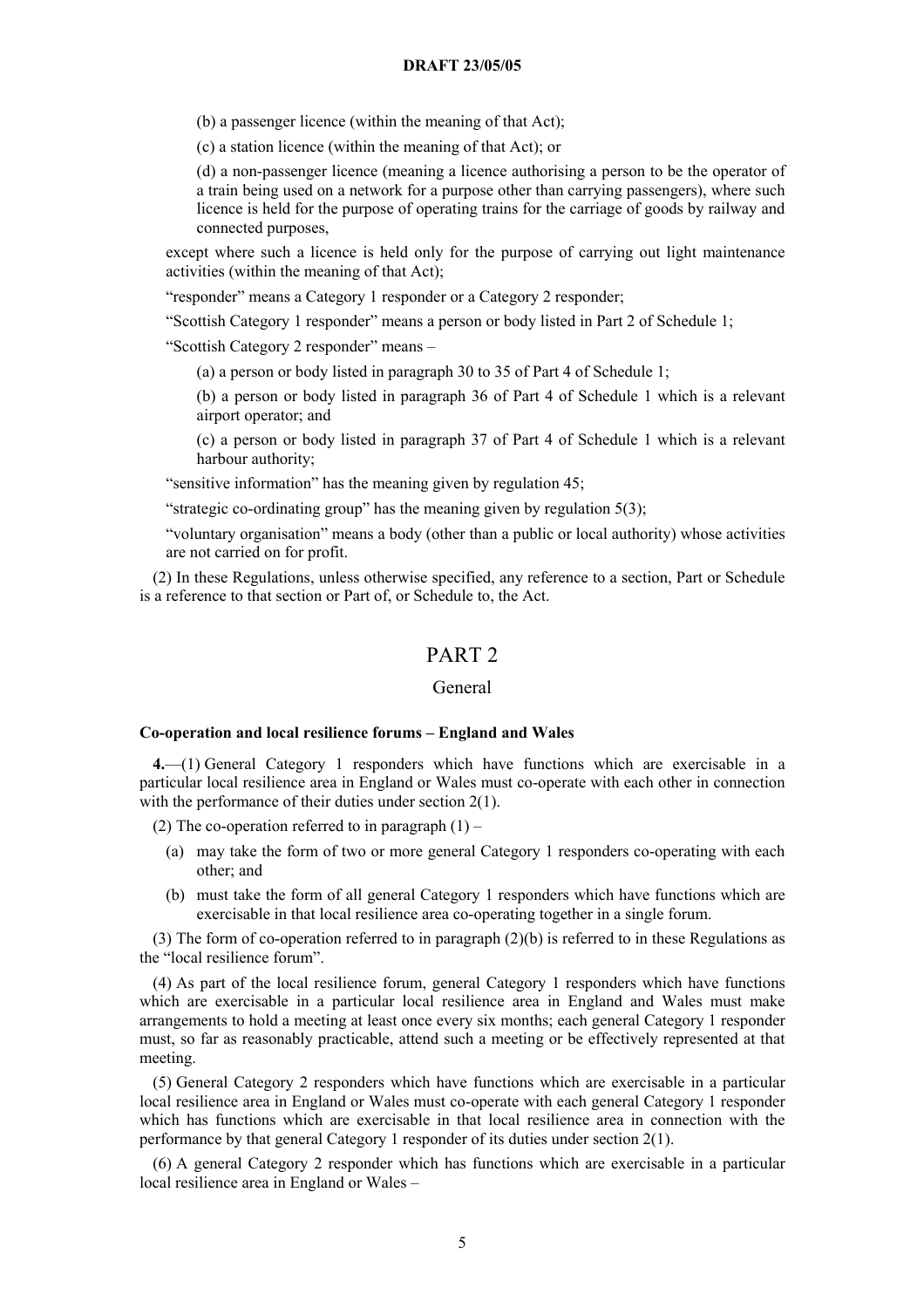(b) a passenger licence (within the meaning of that Act);

(c) a station licence (within the meaning of that Act); or

(d) a non-passenger licence (meaning a licence authorising a person to be the operator of a train being used on a network for a purpose other than carrying passengers), where such licence is held for the purpose of operating trains for the carriage of goods by railway and connected purposes,

except where such a licence is held only for the purpose of carrying out light maintenance activities (within the meaning of that Act);

"responder" means a Category 1 responder or a Category 2 responder;

"Scottish Category 1 responder" means a person or body listed in Part 2 of Schedule 1;

"Scottish Category 2 responder" means –

(a) a person or body listed in paragraph 30 to 35 of Part 4 of Schedule 1;

(b) a person or body listed in paragraph 36 of Part 4 of Schedule 1 which is a relevant airport operator; and

(c) a person or body listed in paragraph 37 of Part 4 of Schedule 1 which is a relevant harbour authority;

"sensitive information" has the meaning given by regulation 45;

"strategic co-ordinating group" has the meaning given by regulation 5(3);

"voluntary organisation" means a body (other than a public or local authority) whose activities are not carried on for profit.

(2) In these Regulations, unless otherwise specified, any reference to a section, Part or Schedule is a reference to that section or Part of, or Schedule to, the Act.

# PART 2

## General

**Co-operation and local resilience forums – England and Wales**

**4.**—(1) General Category 1 responders which have functions which are exercisable in a particular local resilience area in England or Wales must co-operate with each other in connection with the performance of their duties under section 2(1).

(2) The co-operation referred to in paragraph (1) –

(a) may take the form of two or more general Category 1 responders co-operating with each other; and

(b) must take the form of all general Category 1 responders which have functions which are exercisable in that local resilience area co-operating together in a single forum.

(3) The form of co-operation referred to in paragraph (2)(b) is referred to in these Regulations as the "local resilience forum".

(4) As part of the local resilience forum, general Category 1 responders which have functions which are exercisable in a particular local resilience area in England and Wales must make arrangements to hold a meeting at least once every six months; each general Category 1 responder must, so far as reasonably practicable, attend such a meeting or be effectively represented at that meeting.

(5) General Category 2 responders which have functions which are exercisable in a particular local resilience area in England or Wales must co-operate with each general Category 1 responder which has functions which are exercisable in that local resilience area in connection with the performance by that general Category 1 responder of its duties under section 2(1).

(6) A general Category 2 responder which has functions which are exercisable in a particular local resilience area in England or Wales –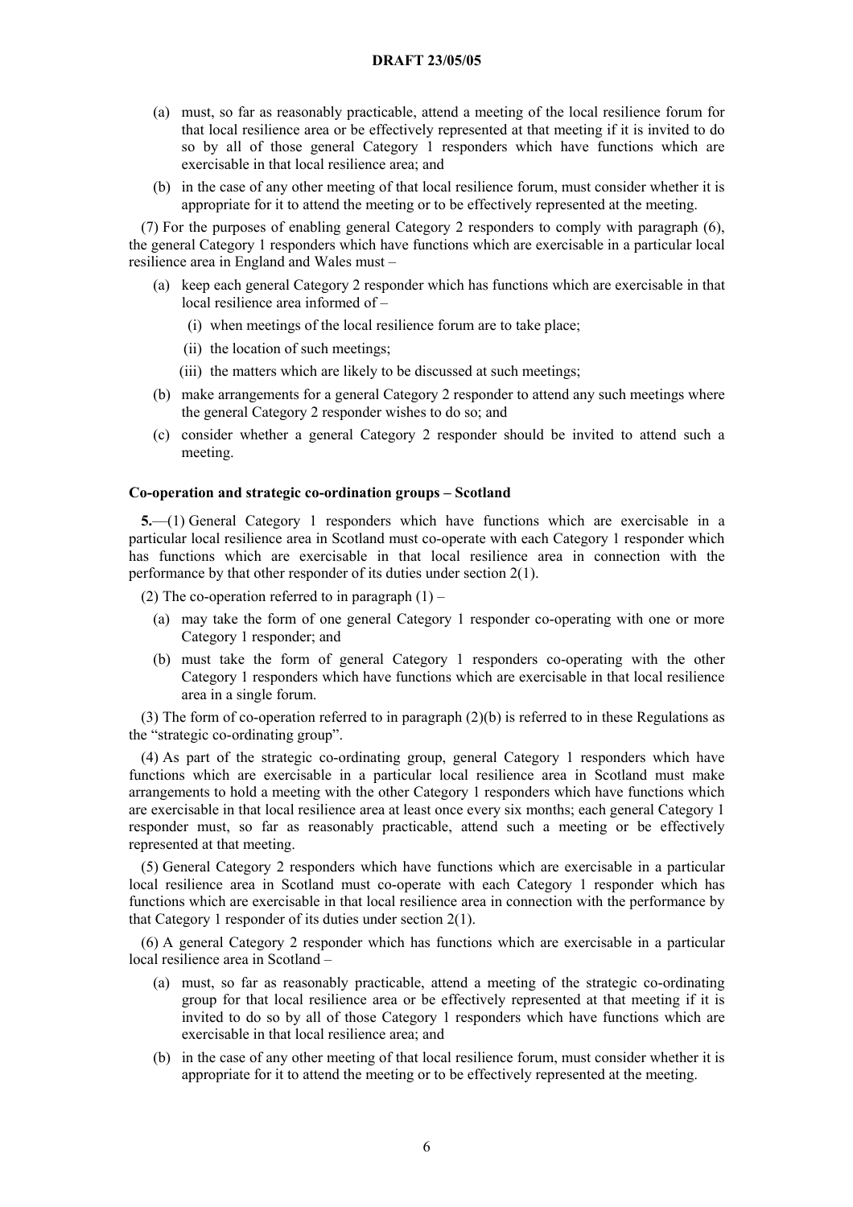(a) must, so far as reasonably practicable, attend a meeting of the local resilience forum for that local resilience area or be effectively represented at that meeting if it is invited to do so by all of those general Category 1 responders which have functions which are exercisable in that local resilience area; and

(b) in the case of any other meeting of that local resilience forum, must consider whether it is appropriate for it to attend the meeting or to be effectively represented at the meeting.

(7) For the purposes of enabling general Category 2 responders to comply with paragraph (6), the general Category 1 responders which have functions which are exercisable in a particular local resilience area in England and Wales must –

(a) keep each general Category 2 responder which has functions which are exercisable in that local resilience area informed of –

(i) when meetings of the local resilience forum are to take place;

(ii) the location of such meetings;

(iii) the matters which are likely to be discussed at such meetings;

(b) make arrangements for a general Category 2 responder to attend any such meetings where the general Category 2 responder wishes to do so; and

(c) consider whether a general Category 2 responder should be invited to attend such a meeting.

**Co-operation and strategic co-ordination groups – Scotland**

**5.**—(1) General Category 1 responders which have functions which are exercisable in a particular local resilience area in Scotland must co-operate with each Category 1 responder which has functions which are exercisable in that local resilience area in connection with the performance by that other responder of its duties under section 2(1).

(2) The co-operation referred to in paragraph (1) –

(a) may take the form of one general Category 1 responder co-operating with one or more Category 1 responder; and

(b) must take the form of general Category 1 responders co-operating with the other Category 1 responders which have functions which are exercisable in that local resilience area in a single forum.

(3) The form of co-operation referred to in paragraph (2)(b) is referred to in these Regulations as the "strategic co-ordinating group".

(4) As part of the strategic co-ordinating group, general Category 1 responders which have functions which are exercisable in a particular local resilience area in Scotland must make arrangements to hold a meeting with the other Category 1 responders which have functions which are exercisable in that local resilience area at least once every six months; each general Category 1 responder must, so far as reasonably practicable, attend such a meeting or be effectively represented at that meeting.

(5) General Category 2 responders which have functions which are exercisable in a particular local resilience area in Scotland must co-operate with each Category 1 responder which has functions which are exercisable in that local resilience area in connection with the performance by that Category 1 responder of its duties under section 2(1).

(6) A general Category 2 responder which has functions which are exercisable in a particular local resilience area in Scotland –

(a) must, so far as reasonably practicable, attend a meeting of the strategic co-ordinating group for that local resilience area or be effectively represented at that meeting if it is invited to do so by all of those Category 1 responders which have functions which are exercisable in that local resilience area; and

(b) in the case of any other meeting of that local resilience forum, must consider whether it is appropriate for it to attend the meeting or to be effectively represented at the meeting.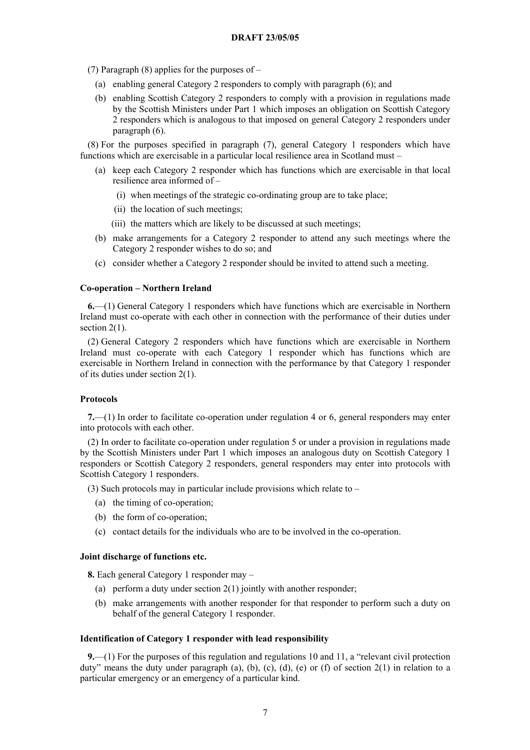(7) Paragraph (8) applies for the purposes of –

- (a) enabling general Category 2 responders to comply with paragraph (6); and
- (b) enabling Scottish Category 2 responders to comply with a provision in regulations made by the Scottish Ministers under Part 1 which imposes an obligation on Scottish Category 2 responders which is analogous to that imposed on general Category 2 responders under paragraph (6).

(8) For the purposes specified in paragraph (7), general Category 1 responders which have functions which are exercisable in a particular local resilience area in Scotland must –

- (a) keep each Category 2 responder which has functions which are exercisable in that local resilience area informed of –
  - (i) when meetings of the strategic co-ordinating group are to take place;
  - (ii) the location of such meetings;
  - (iii) the matters which are likely to be discussed at such meetings;
- (b) make arrangements for a Category 2 responder to attend any such meetings where the Category 2 responder wishes to do so; and
- (c) consider whether a Category 2 responder should be invited to attend such a meeting.

**Co-operation – Northern Ireland**

**6.**—(1) General Category 1 responders which have functions which are exercisable in Northern Ireland must co-operate with each other in connection with the performance of their duties under section 2(1).

(2) General Category 2 responders which have functions which are exercisable in Northern Ireland must co-operate with each Category 1 responder which has functions which are exercisable in Northern Ireland in connection with the performance by that Category 1 responder of its duties under section 2(1).

**Protocols**

**7.**—(1) In order to facilitate co-operation under regulation 4 or 6, general responders may enter into protocols with each other.

(2) In order to facilitate co-operation under regulation 5 or under a provision in regulations made by the Scottish Ministers under Part 1 which imposes an analogous duty on Scottish Category 1 responders or Scottish Category 2 responders, general responders may enter into protocols with Scottish Category 1 responders.

(3) Such protocols may in particular include provisions which relate to –

- (a) the timing of co-operation;
- (b) the form of co-operation;
- (c) contact details for the individuals who are to be involved in the co-operation.

**Joint discharge of functions etc.**

**8.** Each general Category 1 responder may –

- (a) perform a duty under section 2(1) jointly with another responder;
- (b) make arrangements with another responder for that responder to perform such a duty on behalf of the general Category 1 responder.

**Identification of Category 1 responder with lead responsibility**

**9.**—(1) For the purposes of this regulation and regulations 10 and 11, a "relevant civil protection duty" means the duty under paragraph (a), (b), (c), (d), (e) or (f) of section 2(1) in relation to a particular emergency or an emergency of a particular kind.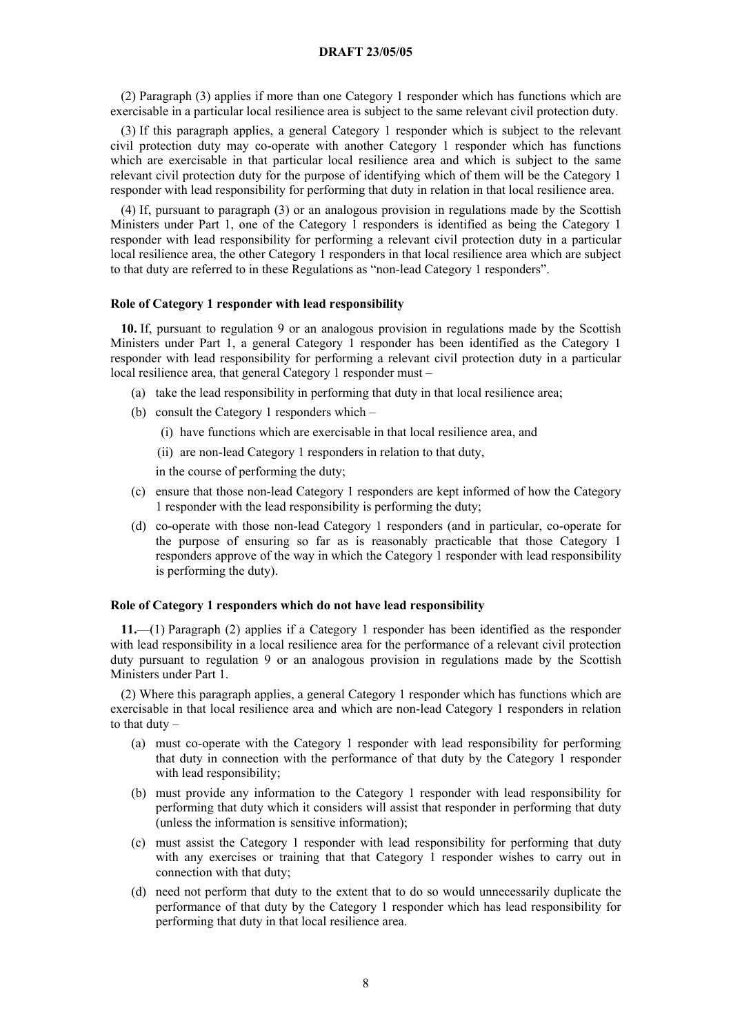(2) Paragraph (3) applies if more than one Category 1 responder which has functions which are exercisable in a particular local resilience area is subject to the same relevant civil protection duty.

(3) If this paragraph applies, a general Category 1 responder which is subject to the relevant civil protection duty may co-operate with another Category 1 responder which has functions which are exercisable in that particular local resilience area and which is subject to the same relevant civil protection duty for the purpose of identifying which of them will be the Category 1 responder with lead responsibility for performing that duty in relation in that local resilience area.

(4) If, pursuant to paragraph (3) or an analogous provision in regulations made by the Scottish Ministers under Part 1, one of the Category 1 responders is identified as being the Category 1 responder with lead responsibility for performing a relevant civil protection duty in a particular local resilience area, the other Category 1 responders in that local resilience area which are subject to that duty are referred to in these Regulations as "non-lead Category 1 responders".

**Role of Category 1 responder with lead responsibility**

**10.** If, pursuant to regulation 9 or an analogous provision in regulations made by the Scottish Ministers under Part 1, a general Category 1 responder has been identified as the Category 1 responder with lead responsibility for performing a relevant civil protection duty in a particular local resilience area, that general Category 1 responder must –

(a) take the lead responsibility in performing that duty in that local resilience area;

(b) consult the Category 1 responders which –

(i) have functions which are exercisable in that local resilience area, and

(ii) are non-lead Category 1 responders in relation to that duty,

in the course of performing the duty;

(c) ensure that those non-lead Category 1 responders are kept informed of how the Category 1 responder with the lead responsibility is performing the duty;

(d) co-operate with those non-lead Category 1 responders (and in particular, co-operate for the purpose of ensuring so far as is reasonably practicable that those Category 1 responders approve of the way in which the Category 1 responder with lead responsibility is performing the duty).

**Role of Category 1 responders which do not have lead responsibility**

**11.**—(1) Paragraph (2) applies if a Category 1 responder has been identified as the responder with lead responsibility in a local resilience area for the performance of a relevant civil protection duty pursuant to regulation 9 or an analogous provision in regulations made by the Scottish Ministers under Part 1.

(2) Where this paragraph applies, a general Category 1 responder which has functions which are exercisable in that local resilience area and which are non-lead Category 1 responders in relation to that duty –

(a) must co-operate with the Category 1 responder with lead responsibility for performing that duty in connection with the performance of that duty by the Category 1 responder with lead responsibility;

(b) must provide any information to the Category 1 responder with lead responsibility for performing that duty which it considers will assist that responder in performing that duty (unless the information is sensitive information);

(c) must assist the Category 1 responder with lead responsibility for performing that duty with any exercises or training that that Category 1 responder wishes to carry out in connection with that duty;

(d) need not perform that duty to the extent that to do so would unnecessarily duplicate the performance of that duty by the Category 1 responder which has lead responsibility for performing that duty in that local resilience area.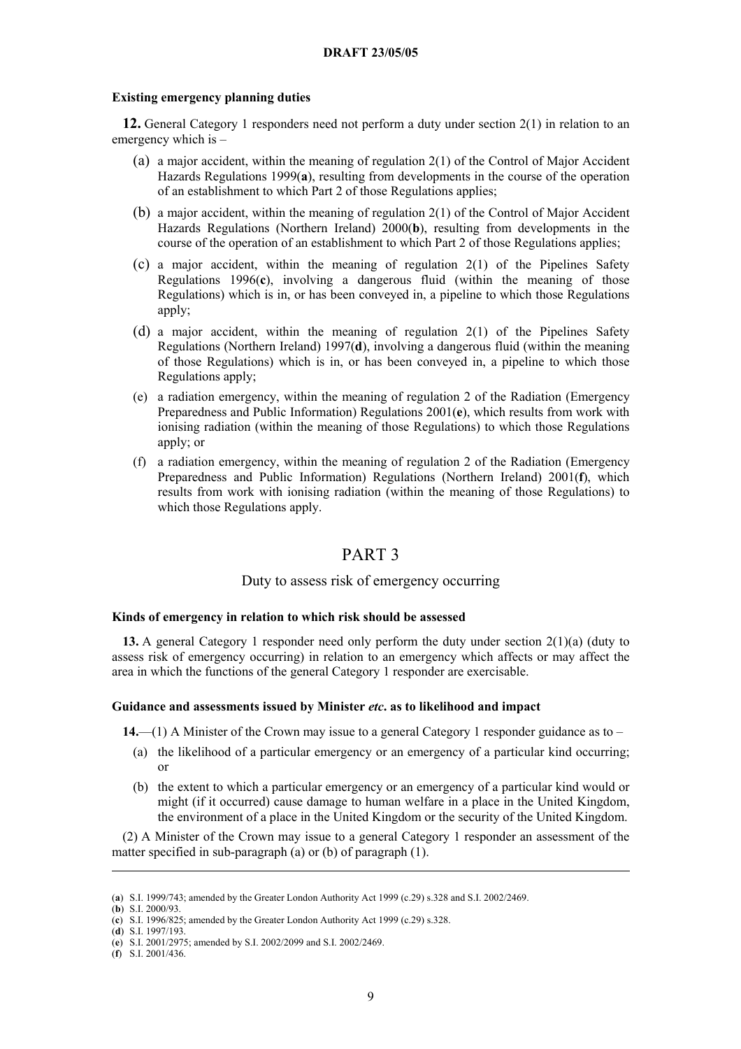**Existing emergency planning duties**

**12.** General Category 1 responders need not perform a duty under section 2(1) in relation to an emergency which is –

(a) a major accident, within the meaning of regulation 2(1) of the Control of Major Accident Hazards Regulations 1999(**a**), resulting from developments in the course of the operation of an establishment to which Part 2 of those Regulations applies;

(b) a major accident, within the meaning of regulation 2(1) of the Control of Major Accident Hazards Regulations (Northern Ireland) 2000(**b**), resulting from developments in the course of the operation of an establishment to which Part 2 of those Regulations applies;

(c) a major accident, within the meaning of regulation 2(1) of the Pipelines Safety Regulations 1996(**c**), involving a dangerous fluid (within the meaning of those Regulations) which is in, or has been conveyed in, a pipeline to which those Regulations apply;

(d) a major accident, within the meaning of regulation 2(1) of the Pipelines Safety Regulations (Northern Ireland) 1997(**d**), involving a dangerous fluid (within the meaning of those Regulations) which is in, or has been conveyed in, a pipeline to which those Regulations apply;

(e) a radiation emergency, within the meaning of regulation 2 of the Radiation (Emergency Preparedness and Public Information) Regulations 2001(**e**), which results from work with ionising radiation (within the meaning of those Regulations) to which those Regulations apply; or

(f) a radiation emergency, within the meaning of regulation 2 of the Radiation (Emergency Preparedness and Public Information) Regulations (Northern Ireland) 2001(**f**), which results from work with ionising radiation (within the meaning of those Regulations) to which those Regulations apply.

# PART 3

## Duty to assess risk of emergency occurring

**Kinds of emergency in relation to which risk should be assessed**

**13.** A general Category 1 responder need only perform the duty under section 2(1)(a) (duty to assess risk of emergency occurring) in relation to an emergency which affects or may affect the area in which the functions of the general Category 1 responder are exercisable.

**Guidance and assessments issued by Minister *etc*. as to likelihood and impact**

**14.**—(1) A Minister of the Crown may issue to a general Category 1 responder guidance as to –

(a) the likelihood of a particular emergency or an emergency of a particular kind occurring; or

(b) the extent to which a particular emergency or an emergency of a particular kind would or might (if it occurred) cause damage to human welfare in a place in the United Kingdom, the environment of a place in the United Kingdom or the security of the United Kingdom.

(2) A Minister of the Crown may issue to a general Category 1 responder an assessment of the matter specified in sub-paragraph (a) or (b) of paragraph (1).

---

(**a**) S.I. 1999/743; amended by the Greater London Authority Act 1999 (c.29) s.328 and S.I. 2002/2469.
(**b**) S.I. 2000/93.
(**c**) S.I. 1996/825; amended by the Greater London Authority Act 1999 (c.29) s.328.
(**d**) S.I. 1997/193.
(**e**) S.I. 2001/2975; amended by S.I. 2002/2099 and S.I. 2002/2469.
(**f**) S.I. 2001/436.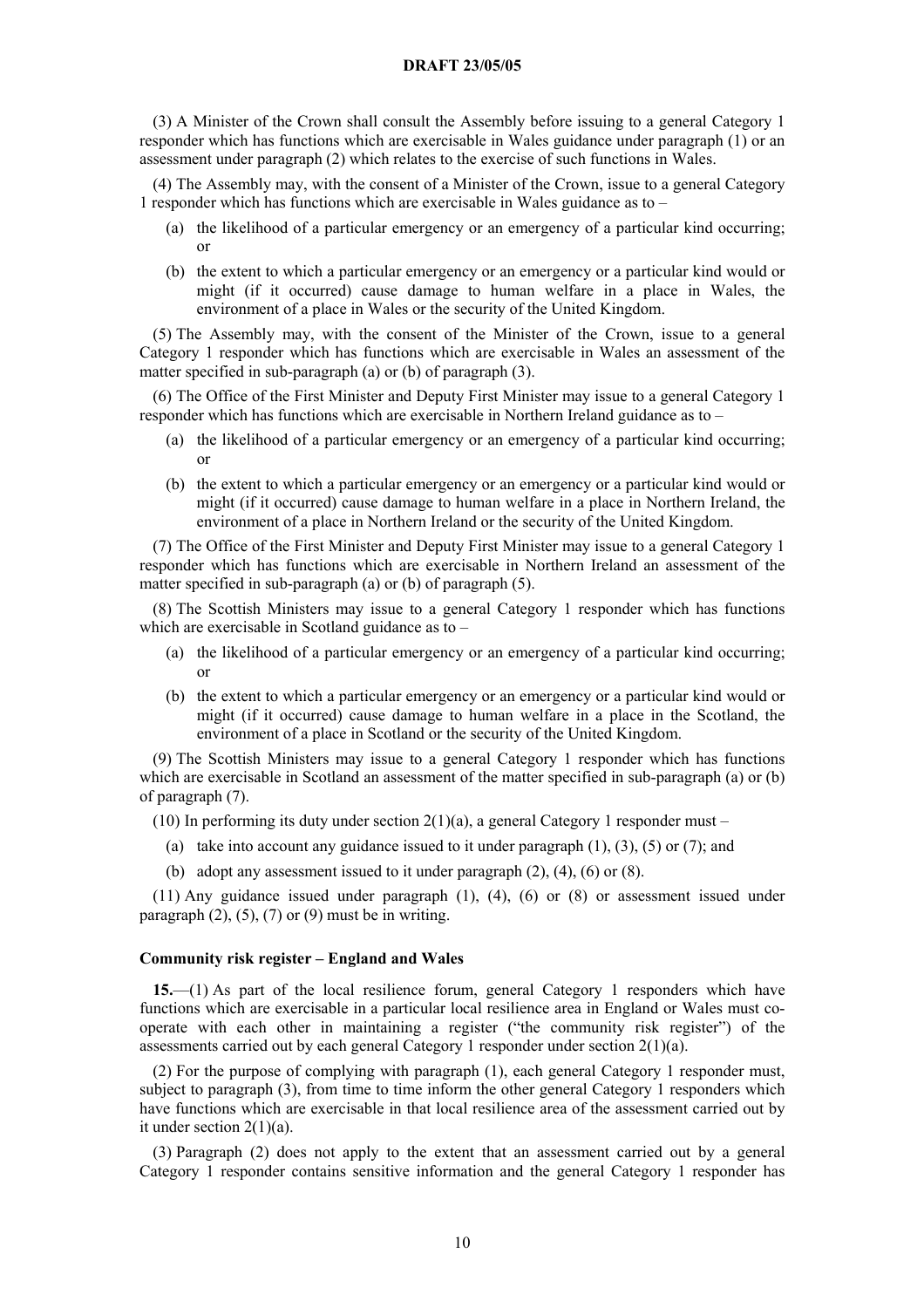(3) A Minister of the Crown shall consult the Assembly before issuing to a general Category 1 responder which has functions which are exercisable in Wales guidance under paragraph (1) or an assessment under paragraph (2) which relates to the exercise of such functions in Wales.

(4) The Assembly may, with the consent of a Minister of the Crown, issue to a general Category 1 responder which has functions which are exercisable in Wales guidance as to –

- (a) the likelihood of a particular emergency or an emergency of a particular kind occurring; or
- (b) the extent to which a particular emergency or an emergency or a particular kind would or might (if it occurred) cause damage to human welfare in a place in Wales, the environment of a place in Wales or the security of the United Kingdom.

(5) The Assembly may, with the consent of the Minister of the Crown, issue to a general Category 1 responder which has functions which are exercisable in Wales an assessment of the matter specified in sub-paragraph (a) or (b) of paragraph (3).

(6) The Office of the First Minister and Deputy First Minister may issue to a general Category 1 responder which has functions which are exercisable in Northern Ireland guidance as to –

- (a) the likelihood of a particular emergency or an emergency of a particular kind occurring; or
- (b) the extent to which a particular emergency or an emergency or a particular kind would or might (if it occurred) cause damage to human welfare in a place in Northern Ireland, the environment of a place in Northern Ireland or the security of the United Kingdom.

(7) The Office of the First Minister and Deputy First Minister may issue to a general Category 1 responder which has functions which are exercisable in Northern Ireland an assessment of the matter specified in sub-paragraph (a) or (b) of paragraph (5).

(8) The Scottish Ministers may issue to a general Category 1 responder which has functions which are exercisable in Scotland guidance as to –

- (a) the likelihood of a particular emergency or an emergency of a particular kind occurring; or
- (b) the extent to which a particular emergency or an emergency or a particular kind would or might (if it occurred) cause damage to human welfare in a place in the Scotland, the environment of a place in Scotland or the security of the United Kingdom.

(9) The Scottish Ministers may issue to a general Category 1 responder which has functions which are exercisable in Scotland an assessment of the matter specified in sub-paragraph (a) or (b) of paragraph (7).

(10) In performing its duty under section 2(1)(a), a general Category 1 responder must –

- (a) take into account any guidance issued to it under paragraph (1), (3), (5) or (7); and
- (b) adopt any assessment issued to it under paragraph (2), (4), (6) or (8).

(11) Any guidance issued under paragraph (1), (4), (6) or (8) or assessment issued under paragraph (2), (5), (7) or (9) must be in writing.

**Community risk register – England and Wales**

**15.**—(1) As part of the local resilience forum, general Category 1 responders which have functions which are exercisable in a particular local resilience area in England or Wales must co-operate with each other in maintaining a register ("the community risk register") of the assessments carried out by each general Category 1 responder under section 2(1)(a).

(2) For the purpose of complying with paragraph (1), each general Category 1 responder must, subject to paragraph (3), from time to time inform the other general Category 1 responders which have functions which are exercisable in that local resilience area of the assessment carried out by it under section 2(1)(a).

(3) Paragraph (2) does not apply to the extent that an assessment carried out by a general Category 1 responder contains sensitive information and the general Category 1 responder has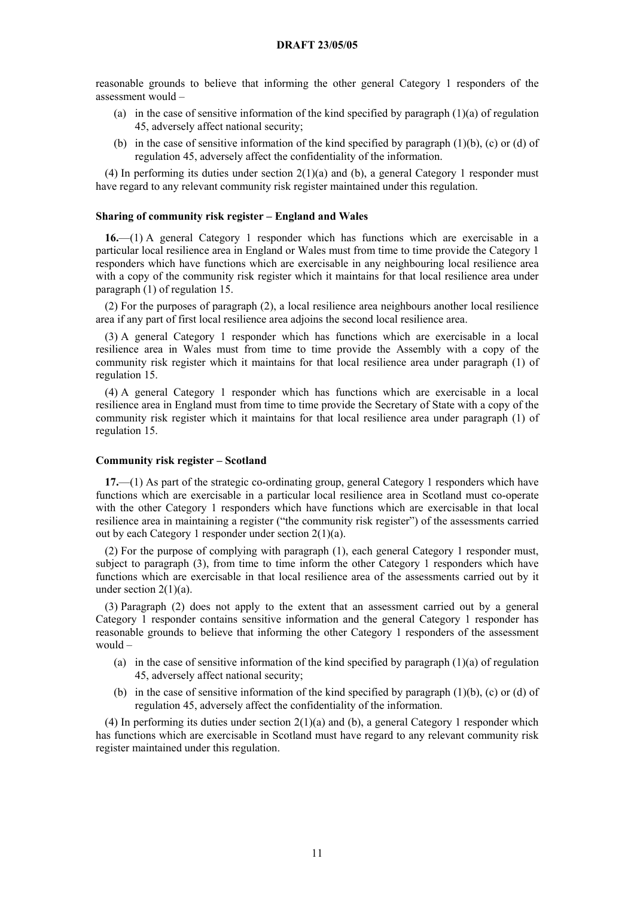reasonable grounds to believe that informing the other general Category 1 responders of the assessment would –

(a) in the case of sensitive information of the kind specified by paragraph (1)(a) of regulation 45, adversely affect national security;

(b) in the case of sensitive information of the kind specified by paragraph (1)(b), (c) or (d) of regulation 45, adversely affect the confidentiality of the information.

(4) In performing its duties under section 2(1)(a) and (b), a general Category 1 responder must have regard to any relevant community risk register maintained under this regulation.

**Sharing of community risk register – England and Wales**

**16.**—(1) A general Category 1 responder which has functions which are exercisable in a particular local resilience area in England or Wales must from time to time provide the Category 1 responders which have functions which are exercisable in any neighbouring local resilience area with a copy of the community risk register which it maintains for that local resilience area under paragraph (1) of regulation 15.

(2) For the purposes of paragraph (2), a local resilience area neighbours another local resilience area if any part of first local resilience area adjoins the second local resilience area.

(3) A general Category 1 responder which has functions which are exercisable in a local resilience area in Wales must from time to time provide the Assembly with a copy of the community risk register which it maintains for that local resilience area under paragraph (1) of regulation 15.

(4) A general Category 1 responder which has functions which are exercisable in a local resilience area in England must from time to time provide the Secretary of State with a copy of the community risk register which it maintains for that local resilience area under paragraph (1) of regulation 15.

**Community risk register – Scotland**

**17.**—(1) As part of the strategic co-ordinating group, general Category 1 responders which have functions which are exercisable in a particular local resilience area in Scotland must co-operate with the other Category 1 responders which have functions which are exercisable in that local resilience area in maintaining a register ("the community risk register") of the assessments carried out by each Category 1 responder under section 2(1)(a).

(2) For the purpose of complying with paragraph (1), each general Category 1 responder must, subject to paragraph (3), from time to time inform the other Category 1 responders which have functions which are exercisable in that local resilience area of the assessments carried out by it under section 2(1)(a).

(3) Paragraph (2) does not apply to the extent that an assessment carried out by a general Category 1 responder contains sensitive information and the general Category 1 responder has reasonable grounds to believe that informing the other Category 1 responders of the assessment would –

(a) in the case of sensitive information of the kind specified by paragraph (1)(a) of regulation 45, adversely affect national security;

(b) in the case of sensitive information of the kind specified by paragraph (1)(b), (c) or (d) of regulation 45, adversely affect the confidentiality of the information.

(4) In performing its duties under section 2(1)(a) and (b), a general Category 1 responder which has functions which are exercisable in Scotland must have regard to any relevant community risk register maintained under this regulation.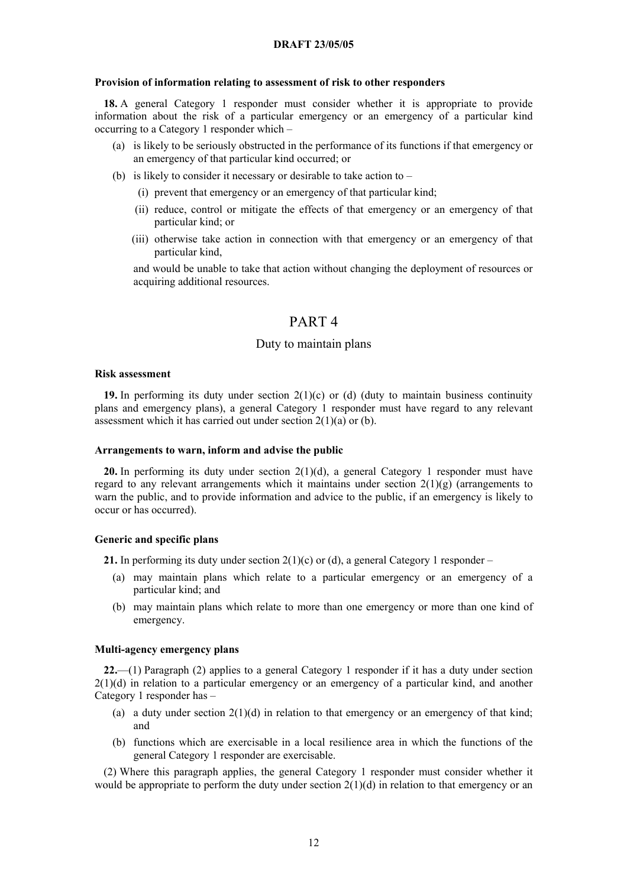#### Provision of information relating to assessment of risk to other responders

**18.** A general Category 1 responder must consider whether it is appropriate to provide information about the risk of a particular emergency or an emergency of a particular kind occurring to a Category 1 responder which –

- (a) is likely to be seriously obstructed in the performance of its functions if that emergency or an emergency of that particular kind occurred; or
- (b) is likely to consider it necessary or desirable to take action to –
  - (i) prevent that emergency or an emergency of that particular kind;
  - (ii) reduce, control or mitigate the effects of that emergency or an emergency of that particular kind; or
  - (iii) otherwise take action in connection with that emergency or an emergency of that particular kind,

  and would be unable to take that action without changing the deployment of resources or acquiring additional resources.

# PART 4

## Duty to maintain plans

#### Risk assessment

**19.** In performing its duty under section 2(1)(c) or (d) (duty to maintain business continuity plans and emergency plans), a general Category 1 responder must have regard to any relevant assessment which it has carried out under section 2(1)(a) or (b).

#### Arrangements to warn, inform and advise the public

**20.** In performing its duty under section 2(1)(d), a general Category 1 responder must have regard to any relevant arrangements which it maintains under section 2(1)(g) (arrangements to warn the public, and to provide information and advice to the public, if an emergency is likely to occur or has occurred).

#### Generic and specific plans

**21.** In performing its duty under section 2(1)(c) or (d), a general Category 1 responder –

- (a) may maintain plans which relate to a particular emergency or an emergency of a particular kind; and
- (b) may maintain plans which relate to more than one emergency or more than one kind of emergency.

#### Multi-agency emergency plans

**22.**—(1) Paragraph (2) applies to a general Category 1 responder if it has a duty under section 2(1)(d) in relation to a particular emergency or an emergency of a particular kind, and another Category 1 responder has –

- (a) a duty under section 2(1)(d) in relation to that emergency or an emergency of that kind; and
- (b) functions which are exercisable in a local resilience area in which the functions of the general Category 1 responder are exercisable.

(2) Where this paragraph applies, the general Category 1 responder must consider whether it would be appropriate to perform the duty under section 2(1)(d) in relation to that emergency or an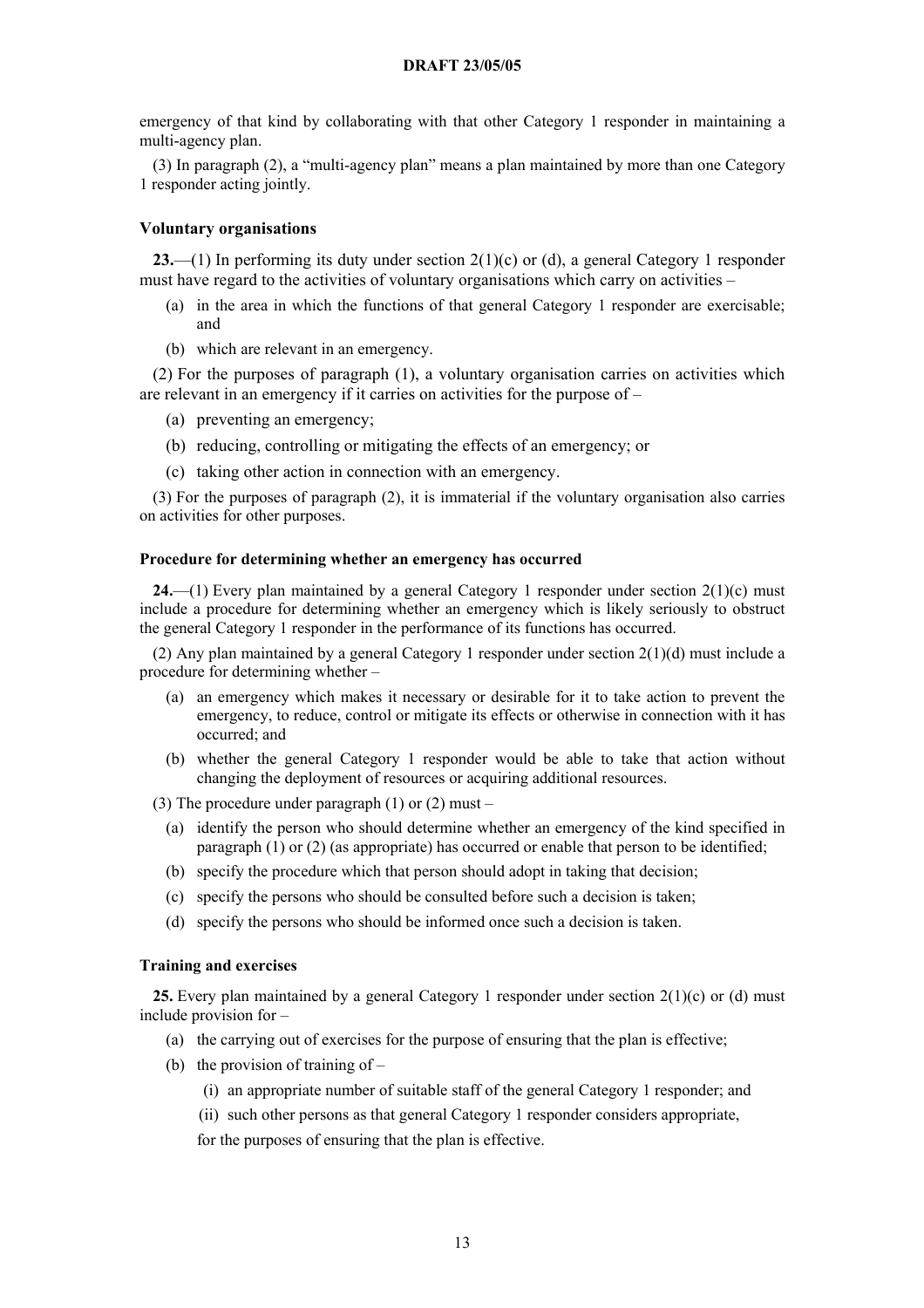emergency of that kind by collaborating with that other Category 1 responder in maintaining a multi-agency plan.

(3) In paragraph (2), a "multi-agency plan" means a plan maintained by more than one Category 1 responder acting jointly.

### Voluntary organisations

**23.**—(1) In performing its duty under section 2(1)(c) or (d), a general Category 1 responder must have regard to the activities of voluntary organisations which carry on activities –

- (a) in the area in which the functions of that general Category 1 responder are exercisable; and
- (b) which are relevant in an emergency.

(2) For the purposes of paragraph (1), a voluntary organisation carries on activities which are relevant in an emergency if it carries on activities for the purpose of –

- (a) preventing an emergency;
- (b) reducing, controlling or mitigating the effects of an emergency; or
- (c) taking other action in connection with an emergency.

(3) For the purposes of paragraph (2), it is immaterial if the voluntary organisation also carries on activities for other purposes.

### Procedure for determining whether an emergency has occurred

**24.**—(1) Every plan maintained by a general Category 1 responder under section 2(1)(c) must include a procedure for determining whether an emergency which is likely seriously to obstruct the general Category 1 responder in the performance of its functions has occurred.

(2) Any plan maintained by a general Category 1 responder under section 2(1)(d) must include a procedure for determining whether –

- (a) an emergency which makes it necessary or desirable for it to take action to prevent the emergency, to reduce, control or mitigate its effects or otherwise in connection with it has occurred; and
- (b) whether the general Category 1 responder would be able to take that action without changing the deployment of resources or acquiring additional resources.

(3) The procedure under paragraph (1) or (2) must –

- (a) identify the person who should determine whether an emergency of the kind specified in paragraph (1) or (2) (as appropriate) has occurred or enable that person to be identified;
- (b) specify the procedure which that person should adopt in taking that decision;
- (c) specify the persons who should be consulted before such a decision is taken;
- (d) specify the persons who should be informed once such a decision is taken.

### Training and exercises

**25.** Every plan maintained by a general Category 1 responder under section 2(1)(c) or (d) must include provision for –

- (a) the carrying out of exercises for the purpose of ensuring that the plan is effective;
- (b) the provision of training of –
    - (i) an appropriate number of suitable staff of the general Category 1 responder; and
    - (ii) such other persons as that general Category 1 responder considers appropriate,

  for the purposes of ensuring that the plan is effective.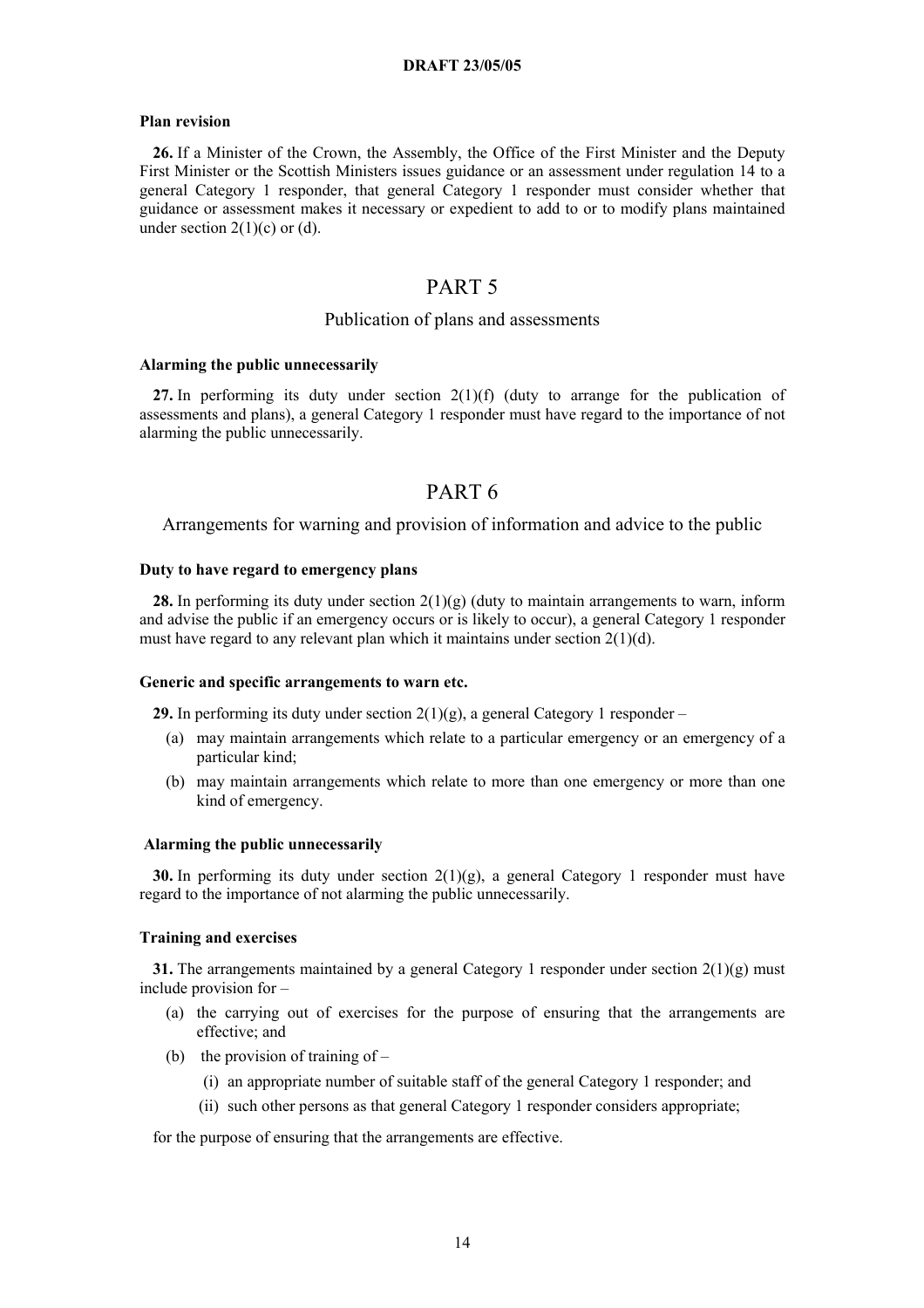**Plan revision**

**26.** If a Minister of the Crown, the Assembly, the Office of the First Minister and the Deputy First Minister or the Scottish Ministers issues guidance or an assessment under regulation 14 to a general Category 1 responder, that general Category 1 responder must consider whether that guidance or assessment makes it necessary or expedient to add to or to modify plans maintained under section 2(1)(c) or (d).

# PART 5

## Publication of plans and assessments

**Alarming the public unnecessarily**

**27.** In performing its duty under section 2(1)(f) (duty to arrange for the publication of assessments and plans), a general Category 1 responder must have regard to the importance of not alarming the public unnecessarily.

# PART 6

## Arrangements for warning and provision of information and advice to the public

**Duty to have regard to emergency plans**

**28.** In performing its duty under section 2(1)(g) (duty to maintain arrangements to warn, inform and advise the public if an emergency occurs or is likely to occur), a general Category 1 responder must have regard to any relevant plan which it maintains under section 2(1)(d).

**Generic and specific arrangements to warn etc.**

**29.** In performing its duty under section 2(1)(g), a general Category 1 responder –

(a) may maintain arrangements which relate to a particular emergency or an emergency of a particular kind;

(b) may maintain arrangements which relate to more than one emergency or more than one kind of emergency.

**Alarming the public unnecessarily**

**30.** In performing its duty under section 2(1)(g), a general Category 1 responder must have regard to the importance of not alarming the public unnecessarily.

**Training and exercises**

**31.** The arrangements maintained by a general Category 1 responder under section 2(1)(g) must include provision for –

(a) the carrying out of exercises for the purpose of ensuring that the arrangements are effective; and

(b) the provision of training of –

(i) an appropriate number of suitable staff of the general Category 1 responder; and

(ii) such other persons as that general Category 1 responder considers appropriate;

for the purpose of ensuring that the arrangements are effective.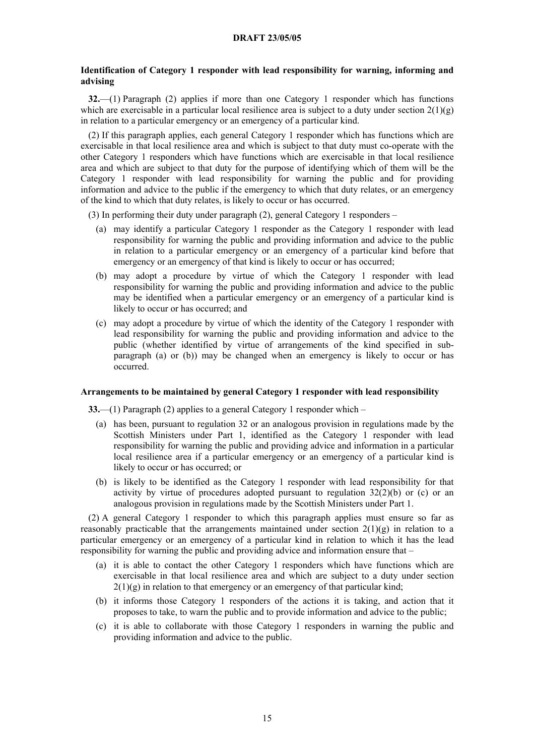**Identification of Category 1 responder with lead responsibility for warning, informing and advising**

**32.**—(1) Paragraph (2) applies if more than one Category 1 responder which has functions which are exercisable in a particular local resilience area is subject to a duty under section 2(1)(g) in relation to a particular emergency or an emergency of a particular kind.

(2) If this paragraph applies, each general Category 1 responder which has functions which are exercisable in that local resilience area and which is subject to that duty must co-operate with the other Category 1 responders which have functions which are exercisable in that local resilience area and which are subject to that duty for the purpose of identifying which of them will be the Category 1 responder with lead responsibility for warning the public and for providing information and advice to the public if the emergency to which that duty relates, or an emergency of the kind to which that duty relates, is likely to occur or has occurred.

(3) In performing their duty under paragraph (2), general Category 1 responders –

- (a) may identify a particular Category 1 responder as the Category 1 responder with lead responsibility for warning the public and providing information and advice to the public in relation to a particular emergency or an emergency of a particular kind before that emergency or an emergency of that kind is likely to occur or has occurred;
- (b) may adopt a procedure by virtue of which the Category 1 responder with lead responsibility for warning the public and providing information and advice to the public may be identified when a particular emergency or an emergency of a particular kind is likely to occur or has occurred; and
- (c) may adopt a procedure by virtue of which the identity of the Category 1 responder with lead responsibility for warning the public and providing information and advice to the public (whether identified by virtue of arrangements of the kind specified in sub-paragraph (a) or (b)) may be changed when an emergency is likely to occur or has occurred.

**Arrangements to be maintained by general Category 1 responder with lead responsibility**

**33.**—(1) Paragraph (2) applies to a general Category 1 responder which –

- (a) has been, pursuant to regulation 32 or an analogous provision in regulations made by the Scottish Ministers under Part 1, identified as the Category 1 responder with lead responsibility for warning the public and providing advice and information in a particular local resilience area if a particular emergency or an emergency of a particular kind is likely to occur or has occurred; or
- (b) is likely to be identified as the Category 1 responder with lead responsibility for that activity by virtue of procedures adopted pursuant to regulation 32(2)(b) or (c) or an analogous provision in regulations made by the Scottish Ministers under Part 1.

(2) A general Category 1 responder to which this paragraph applies must ensure so far as reasonably practicable that the arrangements maintained under section 2(1)(g) in relation to a particular emergency or an emergency of a particular kind in relation to which it has the lead responsibility for warning the public and providing advice and information ensure that –

- (a) it is able to contact the other Category 1 responders which have functions which are exercisable in that local resilience area and which are subject to a duty under section 2(1)(g) in relation to that emergency or an emergency of that particular kind;
- (b) it informs those Category 1 responders of the actions it is taking, and action that it proposes to take, to warn the public and to provide information and advice to the public;
- (c) it is able to collaborate with those Category 1 responders in warning the public and providing information and advice to the public.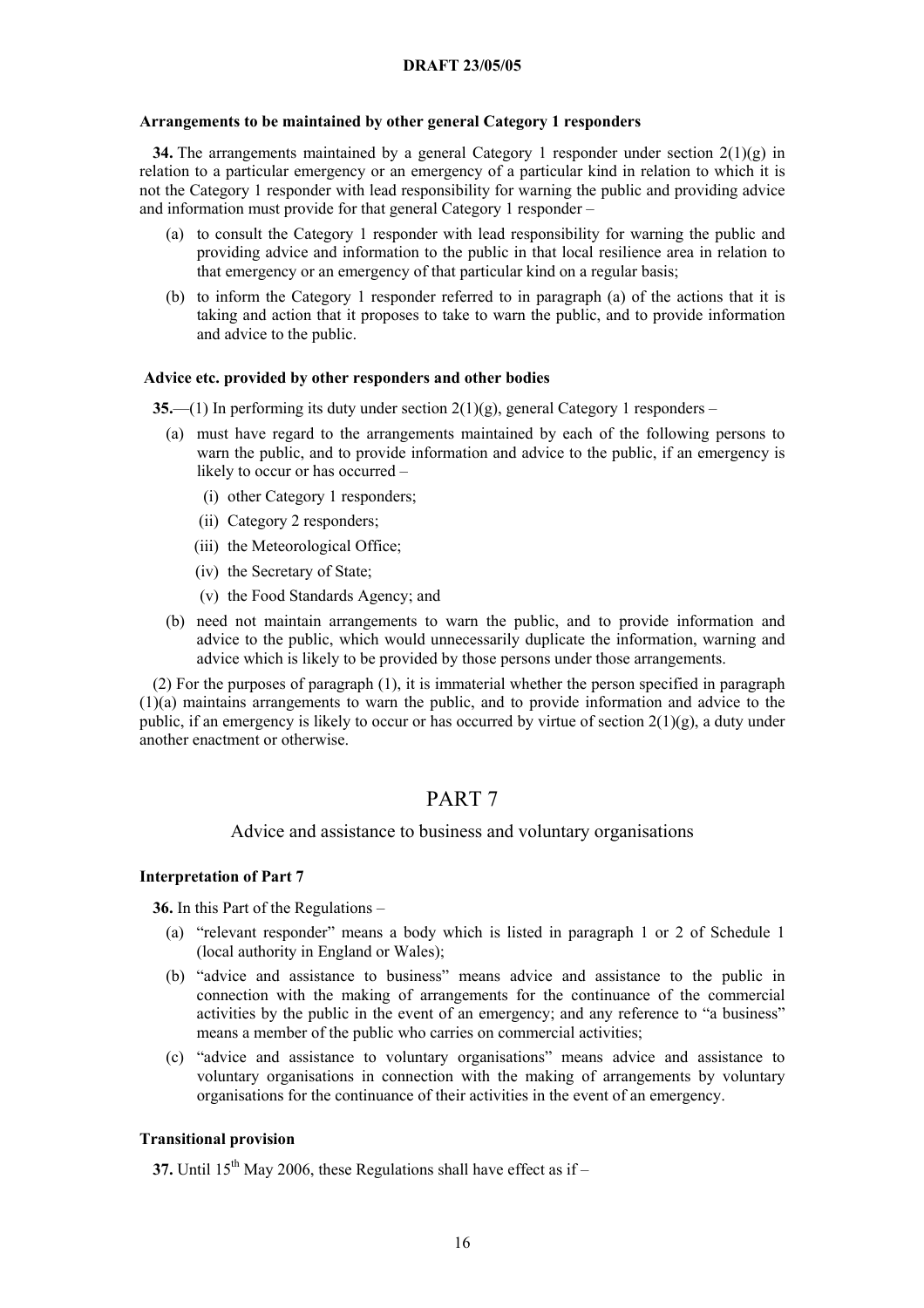**Arrangements to be maintained by other general Category 1 responders**

**34.** The arrangements maintained by a general Category 1 responder under section 2(1)(g) in relation to a particular emergency or an emergency of a particular kind in relation to which it is not the Category 1 responder with lead responsibility for warning the public and providing advice and information must provide for that general Category 1 responder –

- (a) to consult the Category 1 responder with lead responsibility for warning the public and providing advice and information to the public in that local resilience area in relation to that emergency or an emergency of that particular kind on a regular basis;
- (b) to inform the Category 1 responder referred to in paragraph (a) of the actions that it is taking and action that it proposes to take to warn the public, and to provide information and advice to the public.

**Advice etc. provided by other responders and other bodies**

**35.**—(1) In performing its duty under section 2(1)(g), general Category 1 responders –

- (a) must have regard to the arrangements maintained by each of the following persons to warn the public, and to provide information and advice to the public, if an emergency is likely to occur or has occurred –
  - (i) other Category 1 responders;
  - (ii) Category 2 responders;
  - (iii) the Meteorological Office;
  - (iv) the Secretary of State;
  - (v) the Food Standards Agency; and
- (b) need not maintain arrangements to warn the public, and to provide information and advice to the public, which would unnecessarily duplicate the information, warning and advice which is likely to be provided by those persons under those arrangements.

(2) For the purposes of paragraph (1), it is immaterial whether the person specified in paragraph (1)(a) maintains arrangements to warn the public, and to provide information and advice to the public, if an emergency is likely to occur or has occurred by virtue of section 2(1)(g), a duty under another enactment or otherwise.

# PART 7

## Advice and assistance to business and voluntary organisations

**Interpretation of Part 7**

**36.** In this Part of the Regulations –

- (a) "relevant responder" means a body which is listed in paragraph 1 or 2 of Schedule 1 (local authority in England or Wales);
- (b) "advice and assistance to business" means advice and assistance to the public in connection with the making of arrangements for the continuance of the commercial activities by the public in the event of an emergency; and any reference to "a business" means a member of the public who carries on commercial activities;
- (c) "advice and assistance to voluntary organisations" means advice and assistance to voluntary organisations in connection with the making of arrangements by voluntary organisations for the continuance of their activities in the event of an emergency.

**Transitional provision**

**37.** Until 15th May 2006, these Regulations shall have effect as if –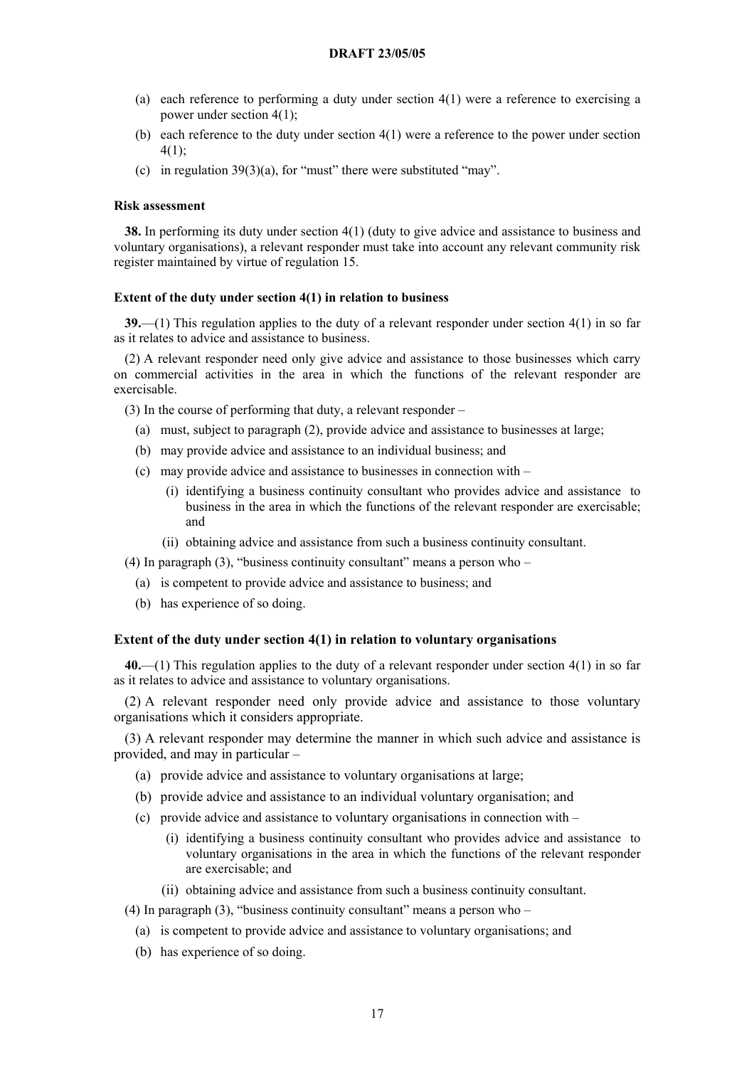(a) each reference to performing a duty under section 4(1) were a reference to exercising a power under section 4(1);

(b) each reference to the duty under section 4(1) were a reference to the power under section 4(1);

(c) in regulation 39(3)(a), for "must" there were substituted "may".

**Risk assessment**

**38.** In performing its duty under section 4(1) (duty to give advice and assistance to business and voluntary organisations), a relevant responder must take into account any relevant community risk register maintained by virtue of regulation 15.

**Extent of the duty under section 4(1) in relation to business**

**39.**—(1) This regulation applies to the duty of a relevant responder under section 4(1) in so far as it relates to advice and assistance to business.

(2) A relevant responder need only give advice and assistance to those businesses which carry on commercial activities in the area in which the functions of the relevant responder are exercisable.

(3) In the course of performing that duty, a relevant responder –

(a) must, subject to paragraph (2), provide advice and assistance to businesses at large;

(b) may provide advice and assistance to an individual business; and

(c) may provide advice and assistance to businesses in connection with –

(i) identifying a business continuity consultant who provides advice and assistance to business in the area in which the functions of the relevant responder are exercisable; and

(ii) obtaining advice and assistance from such a business continuity consultant.

(4) In paragraph (3), "business continuity consultant" means a person who –

(a) is competent to provide advice and assistance to business; and

(b) has experience of so doing.

**Extent of the duty under section 4(1) in relation to voluntary organisations**

**40.**—(1) This regulation applies to the duty of a relevant responder under section 4(1) in so far as it relates to advice and assistance to voluntary organisations.

(2) A relevant responder need only provide advice and assistance to those voluntary organisations which it considers appropriate.

(3) A relevant responder may determine the manner in which such advice and assistance is provided, and may in particular –

(a) provide advice and assistance to voluntary organisations at large;

(b) provide advice and assistance to an individual voluntary organisation; and

(c) provide advice and assistance to voluntary organisations in connection with –

(i) identifying a business continuity consultant who provides advice and assistance to voluntary organisations in the area in which the functions of the relevant responder are exercisable; and

(ii) obtaining advice and assistance from such a business continuity consultant.

(4) In paragraph (3), "business continuity consultant" means a person who –

(a) is competent to provide advice and assistance to voluntary organisations; and

(b) has experience of so doing.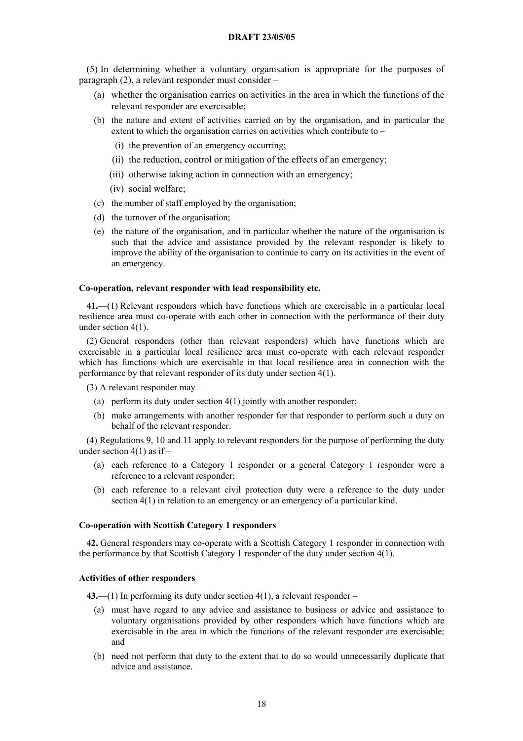(5) In determining whether a voluntary organisation is appropriate for the purposes of paragraph (2), a relevant responder must consider –

- (a) whether the organisation carries on activities in the area in which the functions of the relevant responder are exercisable;
- (b) the nature and extent of activities carried on by the organisation, and in particular the extent to which the organisation carries on activities which contribute to –
  - (i) the prevention of an emergency occurring;
  - (ii) the reduction, control or mitigation of the effects of an emergency;
  - (iii) otherwise taking action in connection with an emergency;
  - (iv) social welfare;
- (c) the number of staff employed by the organisation;
- (d) the turnover of the organisation;
- (e) the nature of the organisation, and in particular whether the nature of the organisation is such that the advice and assistance provided by the relevant responder is likely to improve the ability of the organisation to continue to carry on its activities in the event of an emergency.

**Co-operation, relevant responder with lead responsibility etc.**

**41.**—(1) Relevant responders which have functions which are exercisable in a particular local resilience area must co-operate with each other in connection with the performance of their duty under section 4(1).

(2) General responders (other than relevant responders) which have functions which are exercisable in a particular local resilience area must co-operate with each relevant responder which has functions which are exercisable in that local resilience area in connection with the performance by that relevant responder of its duty under section 4(1).

(3) A relevant responder may –

- (a) perform its duty under section 4(1) jointly with another responder;
- (b) make arrangements with another responder for that responder to perform such a duty on behalf of the relevant responder.

(4) Regulations 9, 10 and 11 apply to relevant responders for the purpose of performing the duty under section 4(1) as if –

- (a) each reference to a Category 1 responder or a general Category 1 responder were a reference to a relevant responder;
- (b) each reference to a relevant civil protection duty were a reference to the duty under section 4(1) in relation to an emergency or an emergency of a particular kind.

**Co-operation with Scottish Category 1 responders**

**42.** General responders may co-operate with a Scottish Category 1 responder in connection with the performance by that Scottish Category 1 responder of the duty under section 4(1).

**Activities of other responders**

**43.**—(1) In performing its duty under section 4(1), a relevant responder –

- (a) must have regard to any advice and assistance to business or advice and assistance to voluntary organisations provided by other responders which have functions which are exercisable in the area in which the functions of the relevant responder are exercisable; and
- (b) need not perform that duty to the extent that to do so would unnecessarily duplicate that advice and assistance.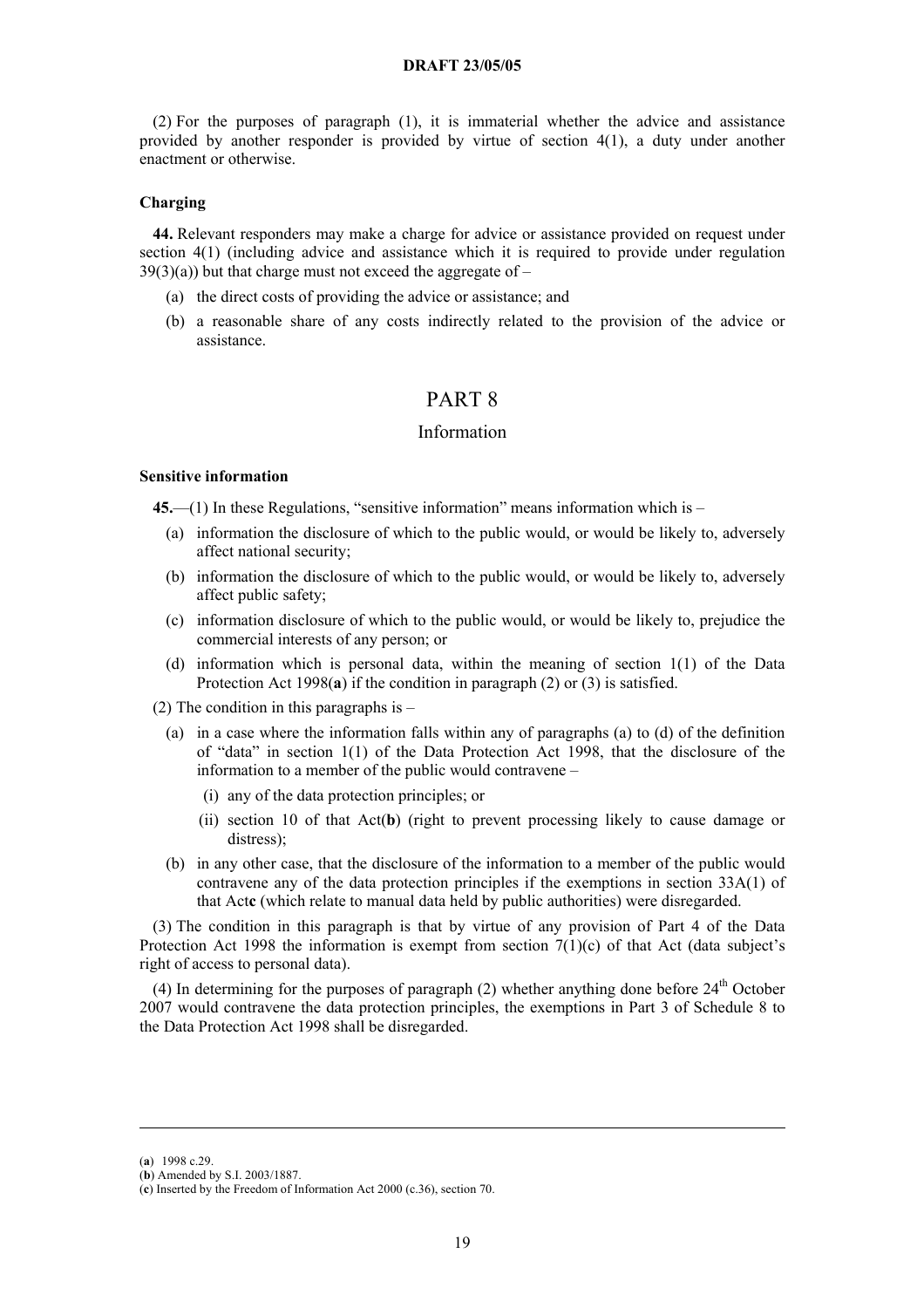(2) For the purposes of paragraph (1), it is immaterial whether the advice and assistance provided by another responder is provided by virtue of section 4(1), a duty under another enactment or otherwise.

**Charging**

**44.** Relevant responders may make a charge for advice or assistance provided on request under section 4(1) (including advice and assistance which it is required to provide under regulation 39(3)(a)) but that charge must not exceed the aggregate of –

(a) the direct costs of providing the advice or assistance; and

(b) a reasonable share of any costs indirectly related to the provision of the advice or assistance.

## PART 8

### Information

**Sensitive information**

**45.**—(1) In these Regulations, "sensitive information" means information which is –

(a) information the disclosure of which to the public would, or would be likely to, adversely affect national security;

(b) information the disclosure of which to the public would, or would be likely to, adversely affect public safety;

(c) information disclosure of which to the public would, or would be likely to, prejudice the commercial interests of any person; or

(d) information which is personal data, within the meaning of section 1(1) of the Data Protection Act 1998(**a**) if the condition in paragraph (2) or (3) is satisfied.

(2) The condition in this paragraphs is –

(a) in a case where the information falls within any of paragraphs (a) to (d) of the definition of "data" in section 1(1) of the Data Protection Act 1998, that the disclosure of the information to a member of the public would contravene –

(i) any of the data protection principles; or

(ii) section 10 of that Act(**b**) (right to prevent processing likely to cause damage or distress);

(b) in any other case, that the disclosure of the information to a member of the public would contravene any of the data protection principles if the exemptions in section 33A(1) of that Act**c** (which relate to manual data held by public authorities) were disregarded.

(3) The condition in this paragraph is that by virtue of any provision of Part 4 of the Data Protection Act 1998 the information is exempt from section 7(1)(c) of that Act (data subject's right of access to personal data).

(4) In determining for the purposes of paragraph (2) whether anything done before 24th October 2007 would contravene the data protection principles, the exemptions in Part 3 of Schedule 8 to the Data Protection Act 1998 shall be disregarded.

---

(**a**) 1998 c.29.
(**b**) Amended by S.I. 2003/1887.
(**c**) Inserted by the Freedom of Information Act 2000 (c.36), section 70.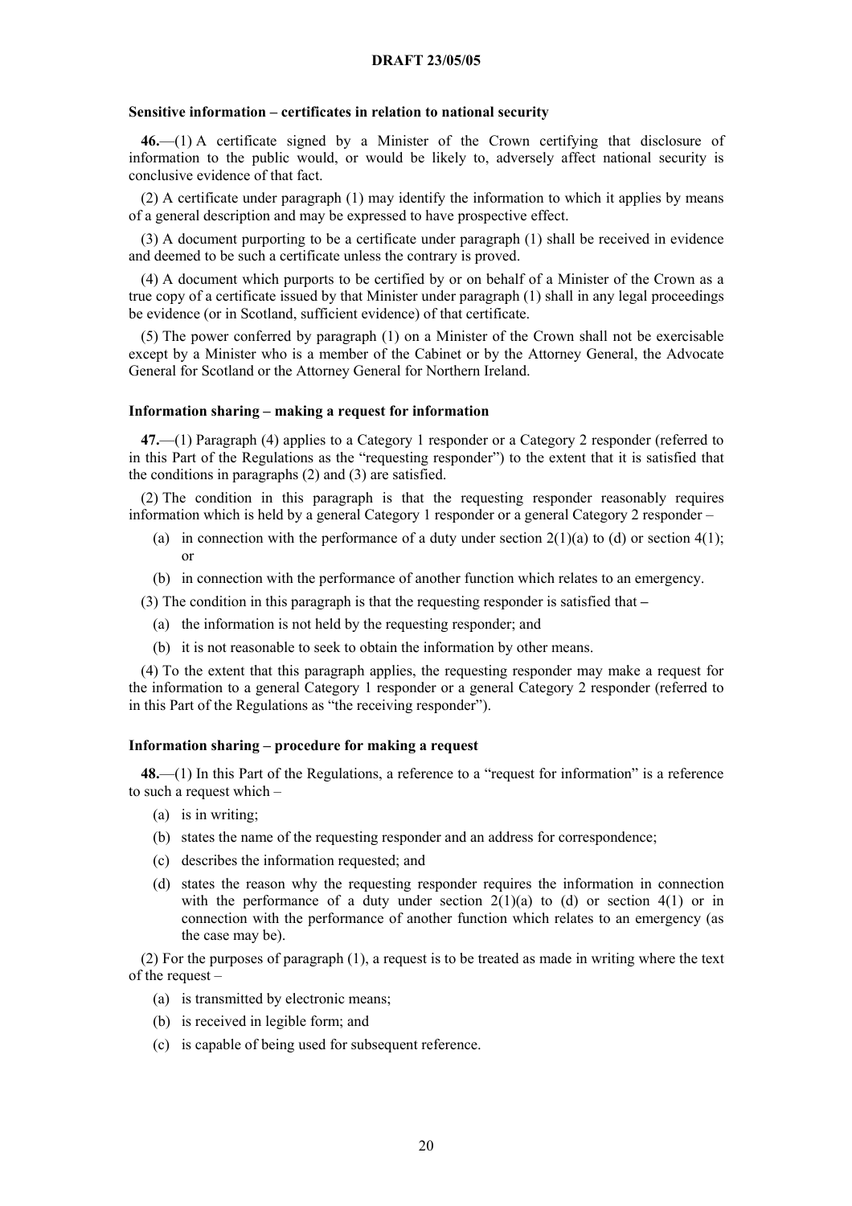**DRAFT 23/05/05**

**Sensitive information – certificates in relation to national security**

**46.**—(1) A certificate signed by a Minister of the Crown certifying that disclosure of information to the public would, or would be likely to, adversely affect national security is conclusive evidence of that fact.

(2) A certificate under paragraph (1) may identify the information to which it applies by means of a general description and may be expressed to have prospective effect.

(3) A document purporting to be a certificate under paragraph (1) shall be received in evidence and deemed to be such a certificate unless the contrary is proved.

(4) A document which purports to be certified by or on behalf of a Minister of the Crown as a true copy of a certificate issued by that Minister under paragraph (1) shall in any legal proceedings be evidence (or in Scotland, sufficient evidence) of that certificate.

(5) The power conferred by paragraph (1) on a Minister of the Crown shall not be exercisable except by a Minister who is a member of the Cabinet or by the Attorney General, the Advocate General for Scotland or the Attorney General for Northern Ireland.

**Information sharing – making a request for information**

**47.**—(1) Paragraph (4) applies to a Category 1 responder or a Category 2 responder (referred to in this Part of the Regulations as the "requesting responder") to the extent that it is satisfied that the conditions in paragraphs (2) and (3) are satisfied.

(2) The condition in this paragraph is that the requesting responder reasonably requires information which is held by a general Category 1 responder or a general Category 2 responder –

- (a) in connection with the performance of a duty under section 2(1)(a) to (d) or section 4(1); or
- (b) in connection with the performance of another function which relates to an emergency.

(3) The condition in this paragraph is that the requesting responder is satisfied that –

- (a) the information is not held by the requesting responder; and
- (b) it is not reasonable to seek to obtain the information by other means.

(4) To the extent that this paragraph applies, the requesting responder may make a request for the information to a general Category 1 responder or a general Category 2 responder (referred to in this Part of the Regulations as "the receiving responder").

**Information sharing – procedure for making a request**

**48.**—(1) In this Part of the Regulations, a reference to a "request for information" is a reference to such a request which –

- (a) is in writing;
- (b) states the name of the requesting responder and an address for correspondence;
- (c) describes the information requested; and
- (d) states the reason why the requesting responder requires the information in connection with the performance of a duty under section 2(1)(a) to (d) or section 4(1) or in connection with the performance of another function which relates to an emergency (as the case may be).

(2) For the purposes of paragraph (1), a request is to be treated as made in writing where the text of the request –

- (a) is transmitted by electronic means;
- (b) is received in legible form; and
- (c) is capable of being used for subsequent reference.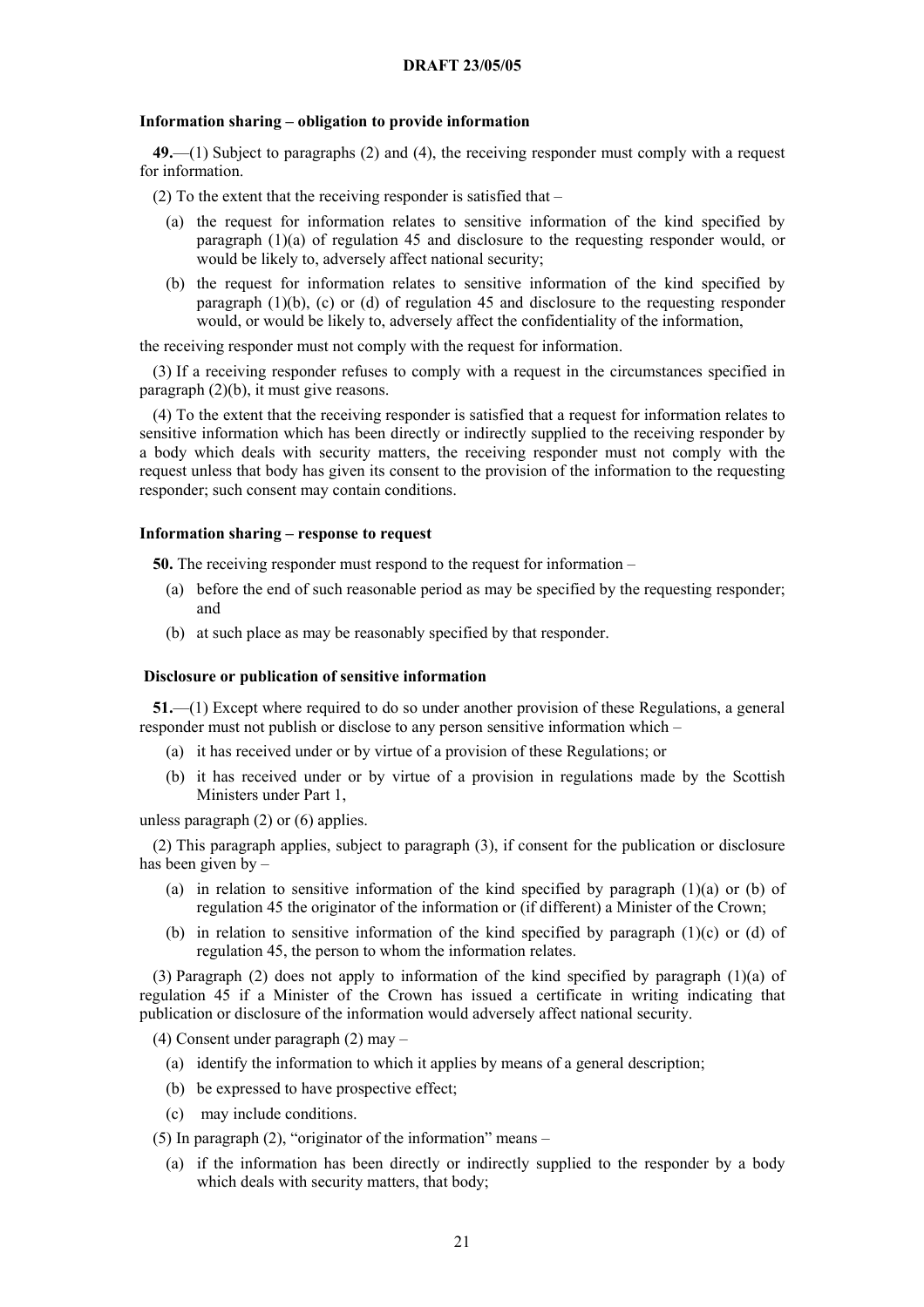**Information sharing – obligation to provide information**

**49.**—(1) Subject to paragraphs (2) and (4), the receiving responder must comply with a request for information.

(2) To the extent that the receiving responder is satisfied that –

- (a) the request for information relates to sensitive information of the kind specified by paragraph (1)(a) of regulation 45 and disclosure to the requesting responder would, or would be likely to, adversely affect national security;
- (b) the request for information relates to sensitive information of the kind specified by paragraph (1)(b), (c) or (d) of regulation 45 and disclosure to the requesting responder would, or would be likely to, adversely affect the confidentiality of the information,

the receiving responder must not comply with the request for information.

(3) If a receiving responder refuses to comply with a request in the circumstances specified in paragraph (2)(b), it must give reasons.

(4) To the extent that the receiving responder is satisfied that a request for information relates to sensitive information which has been directly or indirectly supplied to the receiving responder by a body which deals with security matters, the receiving responder must not comply with the request unless that body has given its consent to the provision of the information to the requesting responder; such consent may contain conditions.

**Information sharing – response to request**

**50.** The receiving responder must respond to the request for information –

- (a) before the end of such reasonable period as may be specified by the requesting responder; and
- (b) at such place as may be reasonably specified by that responder.

**Disclosure or publication of sensitive information**

**51.**—(1) Except where required to do so under another provision of these Regulations, a general responder must not publish or disclose to any person sensitive information which –

- (a) it has received under or by virtue of a provision of these Regulations; or
- (b) it has received under or by virtue of a provision in regulations made by the Scottish Ministers under Part 1,

unless paragraph (2) or (6) applies.

(2) This paragraph applies, subject to paragraph (3), if consent for the publication or disclosure has been given by –

- (a) in relation to sensitive information of the kind specified by paragraph (1)(a) or (b) of regulation 45 the originator of the information or (if different) a Minister of the Crown;
- (b) in relation to sensitive information of the kind specified by paragraph (1)(c) or (d) of regulation 45, the person to whom the information relates.

(3) Paragraph (2) does not apply to information of the kind specified by paragraph (1)(a) of regulation 45 if a Minister of the Crown has issued a certificate in writing indicating that publication or disclosure of the information would adversely affect national security.

(4) Consent under paragraph (2) may –

- (a) identify the information to which it applies by means of a general description;
- (b) be expressed to have prospective effect;
- (c) may include conditions.

(5) In paragraph (2), "originator of the information" means –

- (a) if the information has been directly or indirectly supplied to the responder by a body which deals with security matters, that body;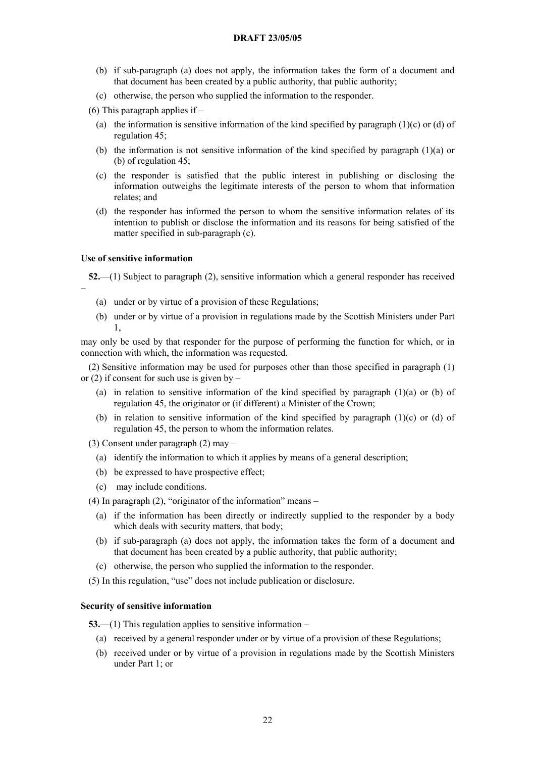(b) if sub-paragraph (a) does not apply, the information takes the form of a document and that document has been created by a public authority, that public authority;

(c) otherwise, the person who supplied the information to the responder.

(6) This paragraph applies if –

(a) the information is sensitive information of the kind specified by paragraph (1)(c) or (d) of regulation 45;

(b) the information is not sensitive information of the kind specified by paragraph (1)(a) or (b) of regulation 45;

(c) the responder is satisfied that the public interest in publishing or disclosing the information outweighs the legitimate interests of the person to whom that information relates; and

(d) the responder has informed the person to whom the sensitive information relates of its intention to publish or disclose the information and its reasons for being satisfied of the matter specified in sub-paragraph (c).

**Use of sensitive information**

**52.**—(1) Subject to paragraph (2), sensitive information which a general responder has received –

(a) under or by virtue of a provision of these Regulations;

(b) under or by virtue of a provision in regulations made by the Scottish Ministers under Part 1,

may only be used by that responder for the purpose of performing the function for which, or in connection with which, the information was requested.

(2) Sensitive information may be used for purposes other than those specified in paragraph (1) or (2) if consent for such use is given by –

(a) in relation to sensitive information of the kind specified by paragraph (1)(a) or (b) of regulation 45, the originator or (if different) a Minister of the Crown;

(b) in relation to sensitive information of the kind specified by paragraph (1)(c) or (d) of regulation 45, the person to whom the information relates.

(3) Consent under paragraph (2) may –

(a) identify the information to which it applies by means of a general description;

(b) be expressed to have prospective effect;

(c) may include conditions.

(4) In paragraph (2), "originator of the information" means –

(a) if the information has been directly or indirectly supplied to the responder by a body which deals with security matters, that body;

(b) if sub-paragraph (a) does not apply, the information takes the form of a document and that document has been created by a public authority, that public authority;

(c) otherwise, the person who supplied the information to the responder.

(5) In this regulation, "use" does not include publication or disclosure.

**Security of sensitive information**

**53.**—(1) This regulation applies to sensitive information –

(a) received by a general responder under or by virtue of a provision of these Regulations;

(b) received under or by virtue of a provision in regulations made by the Scottish Ministers under Part 1; or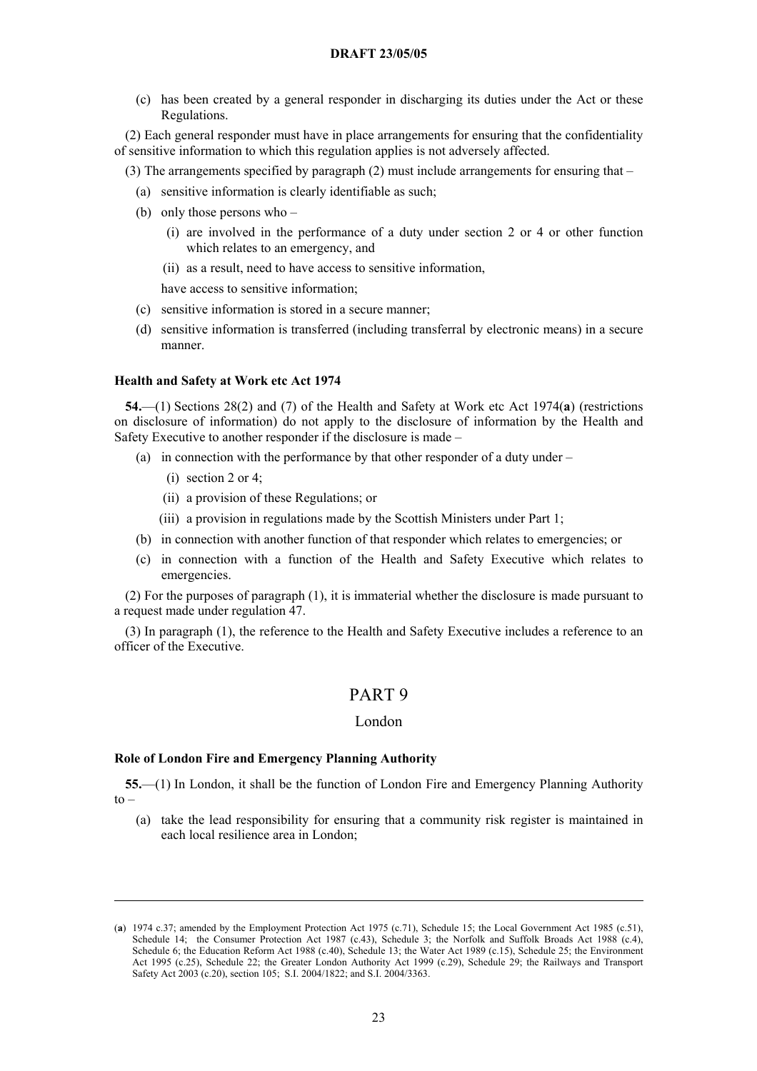(c) has been created by a general responder in discharging its duties under the Act or these Regulations.

(2) Each general responder must have in place arrangements for ensuring that the confidentiality of sensitive information to which this regulation applies is not adversely affected.

(3) The arrangements specified by paragraph (2) must include arrangements for ensuring that –

- (a) sensitive information is clearly identifiable as such;
- (b) only those persons who –
  - (i) are involved in the performance of a duty under section 2 or 4 or other function which relates to an emergency, and
  - (ii) as a result, need to have access to sensitive information,

  have access to sensitive information;
- (c) sensitive information is stored in a secure manner;
- (d) sensitive information is transferred (including transferral by electronic means) in a secure manner.

#### Health and Safety at Work etc Act 1974

**54.**—(1) Sections 28(2) and (7) of the Health and Safety at Work etc Act 1974(**a**) (restrictions on disclosure of information) do not apply to the disclosure of information by the Health and Safety Executive to another responder if the disclosure is made –

- (a) in connection with the performance by that other responder of a duty under –
  - (i) section 2 or 4;
  - (ii) a provision of these Regulations; or
  - (iii) a provision in regulations made by the Scottish Ministers under Part 1;
- (b) in connection with another function of that responder which relates to emergencies; or
- (c) in connection with a function of the Health and Safety Executive which relates to emergencies.

(2) For the purposes of paragraph (1), it is immaterial whether the disclosure is made pursuant to a request made under regulation 47.

(3) In paragraph (1), the reference to the Health and Safety Executive includes a reference to an officer of the Executive.

## PART 9

### London

#### Role of London Fire and Emergency Planning Authority

**55.**—(1) In London, it shall be the function of London Fire and Emergency Planning Authority to –

- (a) take the lead responsibility for ensuring that a community risk register is maintained in each local resilience area in London;

---

(**a**) 1974 c.37; amended by the Employment Protection Act 1975 (c.71), Schedule 15; the Local Government Act 1985 (c.51), Schedule 14; the Consumer Protection Act 1987 (c.43), Schedule 3; the Norfolk and Suffolk Broads Act 1988 (c.4), Schedule 6; the Education Reform Act 1988 (c.40), Schedule 13; the Water Act 1989 (c.15), Schedule 25; the Environment Act 1995 (c.25), Schedule 22; the Greater London Authority Act 1999 (c.29), Schedule 29; the Railways and Transport Safety Act 2003 (c.20), section 105; S.I. 2004/1822; and S.I. 2004/3363.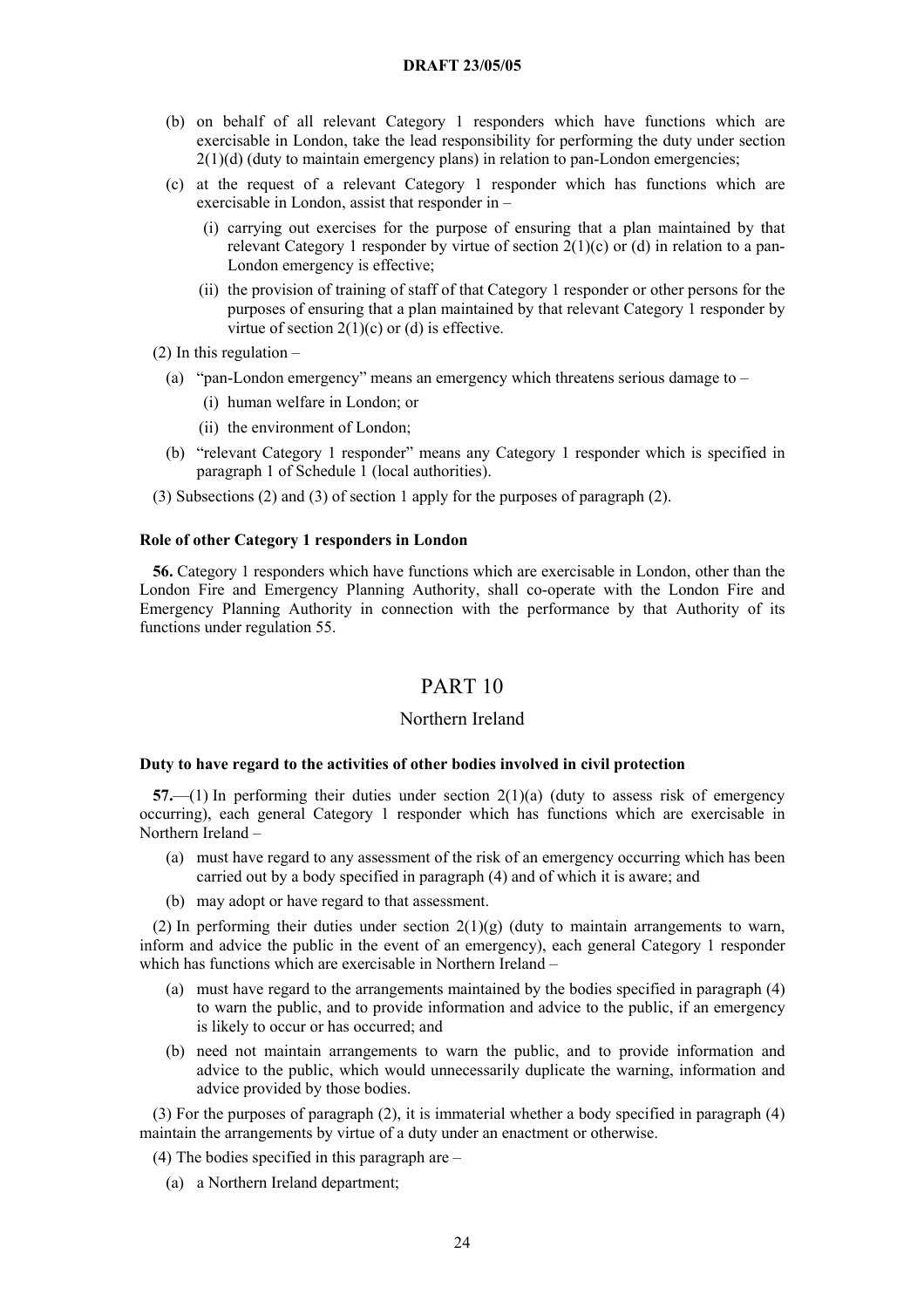(b) on behalf of all relevant Category 1 responders which have functions which are exercisable in London, take the lead responsibility for performing the duty under section 2(1)(d) (duty to maintain emergency plans) in relation to pan-London emergencies;

(c) at the request of a relevant Category 1 responder which has functions which are exercisable in London, assist that responder in –

(i) carrying out exercises for the purpose of ensuring that a plan maintained by that relevant Category 1 responder by virtue of section 2(1)(c) or (d) in relation to a pan-London emergency is effective;

(ii) the provision of training of staff of that Category 1 responder or other persons for the purposes of ensuring that a plan maintained by that relevant Category 1 responder by virtue of section 2(1)(c) or (d) is effective.

(2) In this regulation –

(a) "pan-London emergency" means an emergency which threatens serious damage to –

(i) human welfare in London; or

(ii) the environment of London;

(b) "relevant Category 1 responder" means any Category 1 responder which is specified in paragraph 1 of Schedule 1 (local authorities).

(3) Subsections (2) and (3) of section 1 apply for the purposes of paragraph (2).

**Role of other Category 1 responders in London**

**56.** Category 1 responders which have functions which are exercisable in London, other than the London Fire and Emergency Planning Authority, shall co-operate with the London Fire and Emergency Planning Authority in connection with the performance by that Authority of its functions under regulation 55.

# PART 10

## Northern Ireland

**Duty to have regard to the activities of other bodies involved in civil protection**

**57.**—(1) In performing their duties under section 2(1)(a) (duty to assess risk of emergency occurring), each general Category 1 responder which has functions which are exercisable in Northern Ireland –

(a) must have regard to any assessment of the risk of an emergency occurring which has been carried out by a body specified in paragraph (4) and of which it is aware; and

(b) may adopt or have regard to that assessment.

(2) In performing their duties under section 2(1)(g) (duty to maintain arrangements to warn, inform and advice the public in the event of an emergency), each general Category 1 responder which has functions which are exercisable in Northern Ireland –

(a) must have regard to the arrangements maintained by the bodies specified in paragraph (4) to warn the public, and to provide information and advice to the public, if an emergency is likely to occur or has occurred; and

(b) need not maintain arrangements to warn the public, and to provide information and advice to the public, which would unnecessarily duplicate the warning, information and advice provided by those bodies.

(3) For the purposes of paragraph (2), it is immaterial whether a body specified in paragraph (4) maintain the arrangements by virtue of a duty under an enactment or otherwise.

(4) The bodies specified in this paragraph are –

(a) a Northern Ireland department;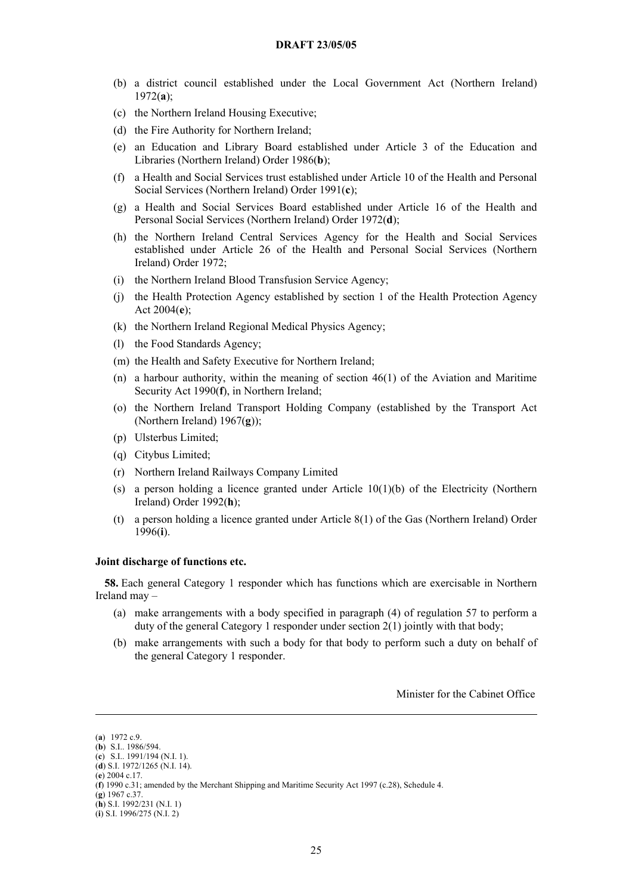(b) a district council established under the Local Government Act (Northern Ireland) 1972(**a**);

(c) the Northern Ireland Housing Executive;

(d) the Fire Authority for Northern Ireland;

(e) an Education and Library Board established under Article 3 of the Education and Libraries (Northern Ireland) Order 1986(**b**);

(f) a Health and Social Services trust established under Article 10 of the Health and Personal Social Services (Northern Ireland) Order 1991(**c**);

(g) a Health and Social Services Board established under Article 16 of the Health and Personal Social Services (Northern Ireland) Order 1972(**d**);

(h) the Northern Ireland Central Services Agency for the Health and Social Services established under Article 26 of the Health and Personal Social Services (Northern Ireland) Order 1972;

(i) the Northern Ireland Blood Transfusion Service Agency;

(j) the Health Protection Agency established by section 1 of the Health Protection Agency Act 2004(**e**);

(k) the Northern Ireland Regional Medical Physics Agency;

(l) the Food Standards Agency;

(m) the Health and Safety Executive for Northern Ireland;

(n) a harbour authority, within the meaning of section 46(1) of the Aviation and Maritime Security Act 1990(**f**), in Northern Ireland;

(o) the Northern Ireland Transport Holding Company (established by the Transport Act (Northern Ireland) 1967(**g**));

(p) Ulsterbus Limited;

(q) Citybus Limited;

(r) Northern Ireland Railways Company Limited

(s) a person holding a licence granted under Article 10(1)(b) of the Electricity (Northern Ireland) Order 1992(**h**);

(t) a person holding a licence granted under Article 8(1) of the Gas (Northern Ireland) Order 1996(**i**).

**Joint discharge of functions etc.**

**58.** Each general Category 1 responder which has functions which are exercisable in Northern Ireland may –

(a) make arrangements with a body specified in paragraph (4) of regulation 57 to perform a duty of the general Category 1 responder under section 2(1) jointly with that body;

(b) make arrangements with such a body for that body to perform such a duty on behalf of the general Category 1 responder.

Minister for the Cabinet Office

---

(**a**) 1972 c.9.
(**b**) S.I.. 1986/594.
(**c**) S.I.. 1991/194 (N.I. 1).
(**d**) S.I. 1972/1265 (N.I. 14).
(**e**) 2004 c.17.
(**f**) 1990 c.31; amended by the Merchant Shipping and Maritime Security Act 1997 (c.28), Schedule 4.
(**g**) 1967 c.37.
(**h**) S.I. 1992/231 (N.I. 1)
(**i**) S.I. 1996/275 (N.I. 2)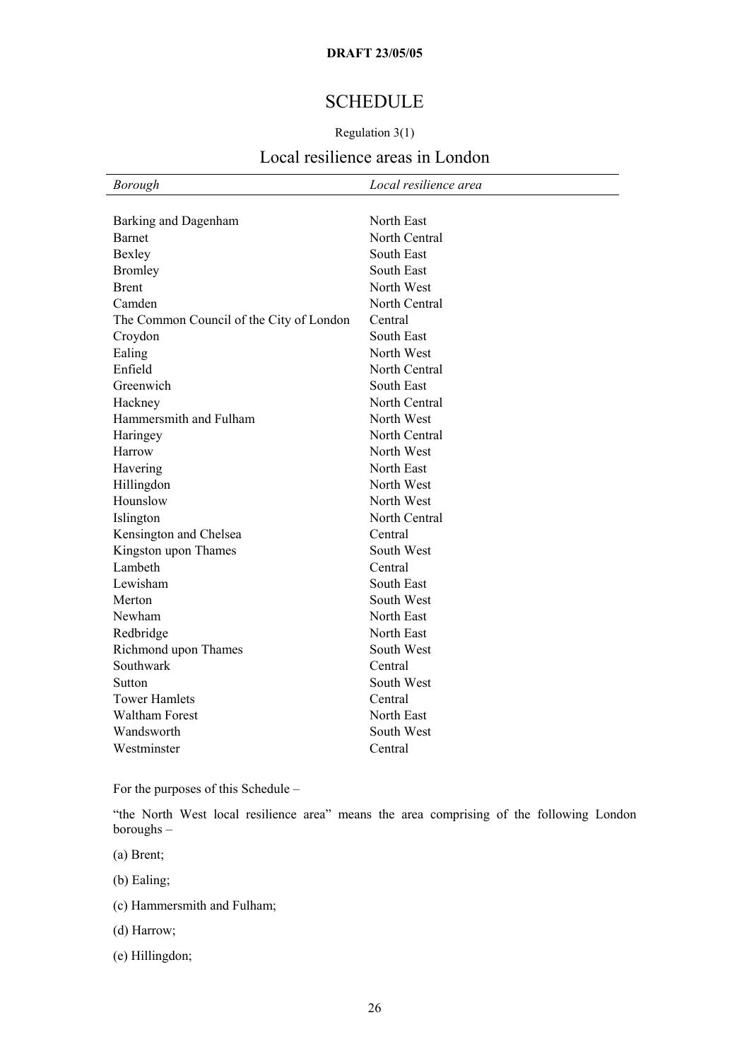DRAFT 23/05/05

# SCHEDULE

Regulation 3(1)

## Local resilience areas in London

| *Borough* | *Local resilience area* |
|---|---|
| Barking and Dagenham | North East |
| Barnet | North Central |
| Bexley | South East |
| Bromley | South East |
| Brent | North West |
| Camden | North Central |
| The Common Council of the City of London | Central |
| Croydon | South East |
| Ealing | North West |
| Enfield | North Central |
| Greenwich | South East |
| Hackney | North Central |
| Hammersmith and Fulham | North West |
| Haringey | North Central |
| Harrow | North West |
| Havering | North East |
| Hillingdon | North West |
| Hounslow | North West |
| Islington | North Central |
| Kensington and Chelsea | Central |
| Kingston upon Thames | South West |
| Lambeth | Central |
| Lewisham | South East |
| Merton | South West |
| Newham | North East |
| Redbridge | North East |
| Richmond upon Thames | South West |
| Southwark | Central |
| Sutton | South West |
| Tower Hamlets | Central |
| Waltham Forest | North East |
| Wandsworth | South West |
| Westminster | Central |

For the purposes of this Schedule –

"the North West local resilience area" means the area comprising of the following London boroughs –

(a) Brent;

(b) Ealing;

(c) Hammersmith and Fulham;

(d) Harrow;

(e) Hillingdon;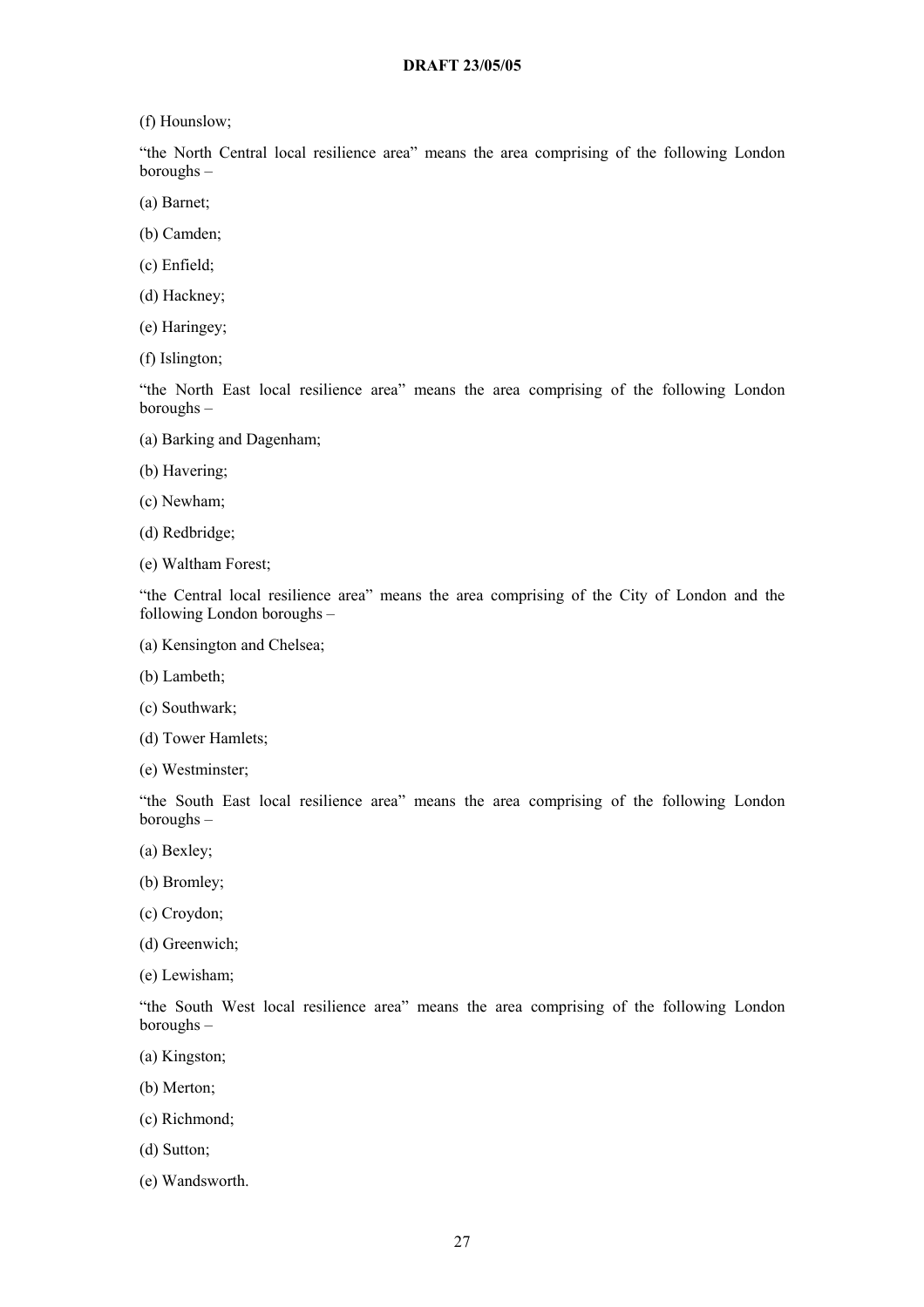(f) Hounslow;

"the North Central local resilience area" means the area comprising of the following London boroughs –

(a) Barnet;

(b) Camden;

(c) Enfield;

(d) Hackney;

(e) Haringey;

(f) Islington;

"the North East local resilience area" means the area comprising of the following London boroughs –

(a) Barking and Dagenham;

(b) Havering;

(c) Newham;

(d) Redbridge;

(e) Waltham Forest;

"the Central local resilience area" means the area comprising of the City of London and the following London boroughs –

(a) Kensington and Chelsea;

(b) Lambeth;

(c) Southwark;

(d) Tower Hamlets;

(e) Westminster;

"the South East local resilience area" means the area comprising of the following London boroughs –

(a) Bexley;

(b) Bromley;

(c) Croydon;

(d) Greenwich;

(e) Lewisham;

"the South West local resilience area" means the area comprising of the following London boroughs –

(a) Kingston;

(b) Merton;

(c) Richmond;

(d) Sutton;

(e) Wandsworth.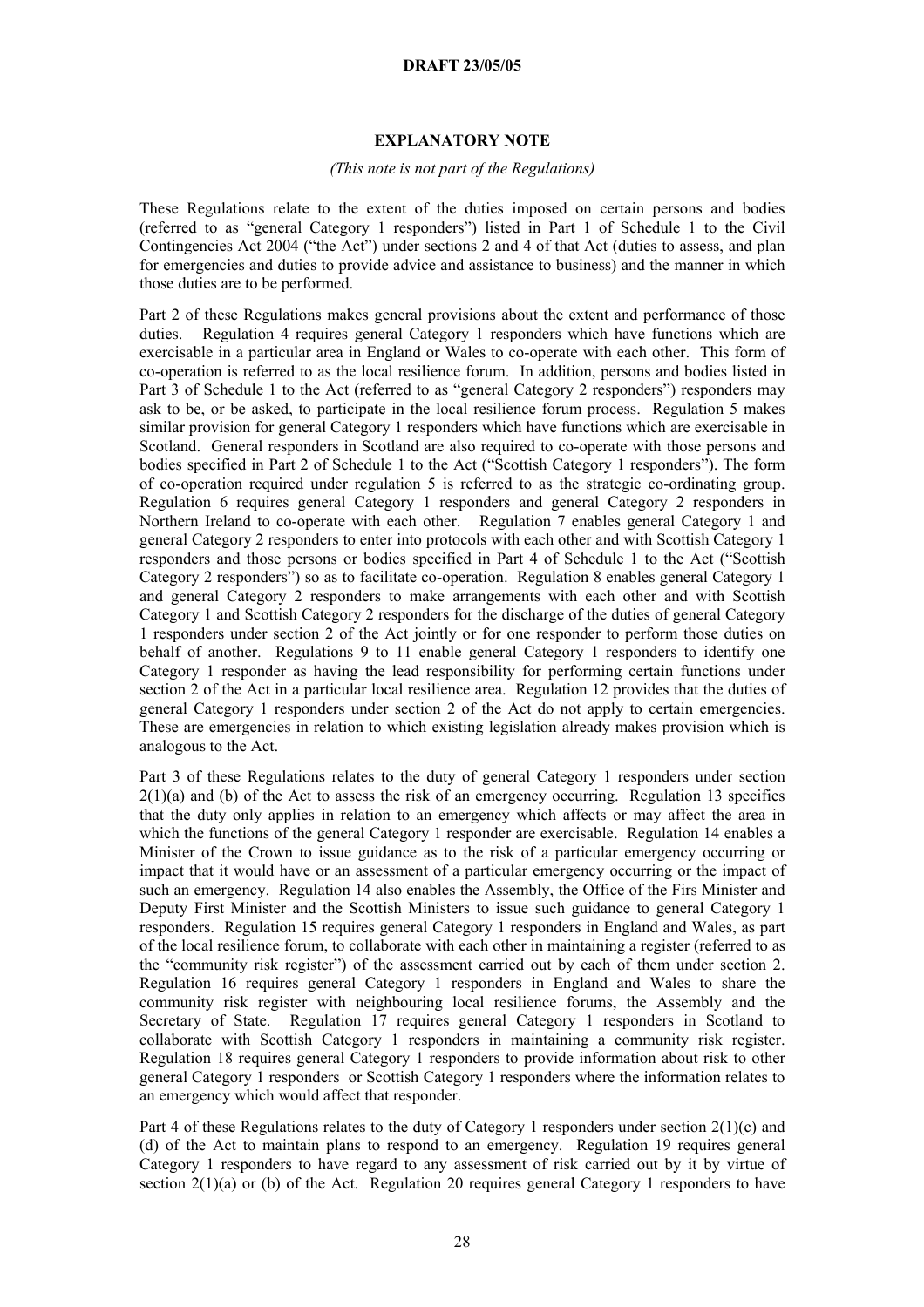## EXPLANATORY NOTE

*(This note is not part of the Regulations)*

These Regulations relate to the extent of the duties imposed on certain persons and bodies (referred to as "general Category 1 responders") listed in Part 1 of Schedule 1 to the Civil Contingencies Act 2004 ("the Act") under sections 2 and 4 of that Act (duties to assess, and plan for emergencies and duties to provide advice and assistance to business) and the manner in which those duties are to be performed.

Part 2 of these Regulations makes general provisions about the extent and performance of those duties. Regulation 4 requires general Category 1 responders which have functions which are exercisable in a particular area in England or Wales to co-operate with each other. This form of co-operation is referred to as the local resilience forum. In addition, persons and bodies listed in Part 3 of Schedule 1 to the Act (referred to as "general Category 2 responders") responders may ask to be, or be asked, to participate in the local resilience forum process. Regulation 5 makes similar provision for general Category 1 responders which have functions which are exercisable in Scotland. General responders in Scotland are also required to co-operate with those persons and bodies specified in Part 2 of Schedule 1 to the Act ("Scottish Category 1 responders"). The form of co-operation required under regulation 5 is referred to as the strategic co-ordinating group. Regulation 6 requires general Category 1 responders and general Category 2 responders in Northern Ireland to co-operate with each other. Regulation 7 enables general Category 1 and general Category 2 responders to enter into protocols with each other and with Scottish Category 1 responders and those persons or bodies specified in Part 4 of Schedule 1 to the Act ("Scottish Category 2 responders") so as to facilitate co-operation. Regulation 8 enables general Category 1 and general Category 2 responders to make arrangements with each other and with Scottish Category 1 and Scottish Category 2 responders for the discharge of the duties of general Category 1 responders under section 2 of the Act jointly or for one responder to perform those duties on behalf of another. Regulations 9 to 11 enable general Category 1 responders to identify one Category 1 responder as having the lead responsibility for performing certain functions under section 2 of the Act in a particular local resilience area. Regulation 12 provides that the duties of general Category 1 responders under section 2 of the Act do not apply to certain emergencies. These are emergencies in relation to which existing legislation already makes provision which is analogous to the Act.

Part 3 of these Regulations relates to the duty of general Category 1 responders under section 2(1)(a) and (b) of the Act to assess the risk of an emergency occurring. Regulation 13 specifies that the duty only applies in relation to an emergency which affects or may affect the area in which the functions of the general Category 1 responder are exercisable. Regulation 14 enables a Minister of the Crown to issue guidance as to the risk of a particular emergency occurring or impact that it would have or an assessment of a particular emergency occurring or the impact of such an emergency. Regulation 14 also enables the Assembly, the Office of the Firs Minister and Deputy First Minister and the Scottish Ministers to issue such guidance to general Category 1 responders. Regulation 15 requires general Category 1 responders in England and Wales, as part of the local resilience forum, to collaborate with each other in maintaining a register (referred to as the "community risk register") of the assessment carried out by each of them under section 2. Regulation 16 requires general Category 1 responders in England and Wales to share the community risk register with neighbouring local resilience forums, the Assembly and the Secretary of State. Regulation 17 requires general Category 1 responders in Scotland to collaborate with Scottish Category 1 responders in maintaining a community risk register. Regulation 18 requires general Category 1 responders to provide information about risk to other general Category 1 responders or Scottish Category 1 responders where the information relates to an emergency which would affect that responder.

Part 4 of these Regulations relates to the duty of Category 1 responders under section 2(1)(c) and (d) of the Act to maintain plans to respond to an emergency. Regulation 19 requires general Category 1 responders to have regard to any assessment of risk carried out by it by virtue of section 2(1)(a) or (b) of the Act. Regulation 20 requires general Category 1 responders to have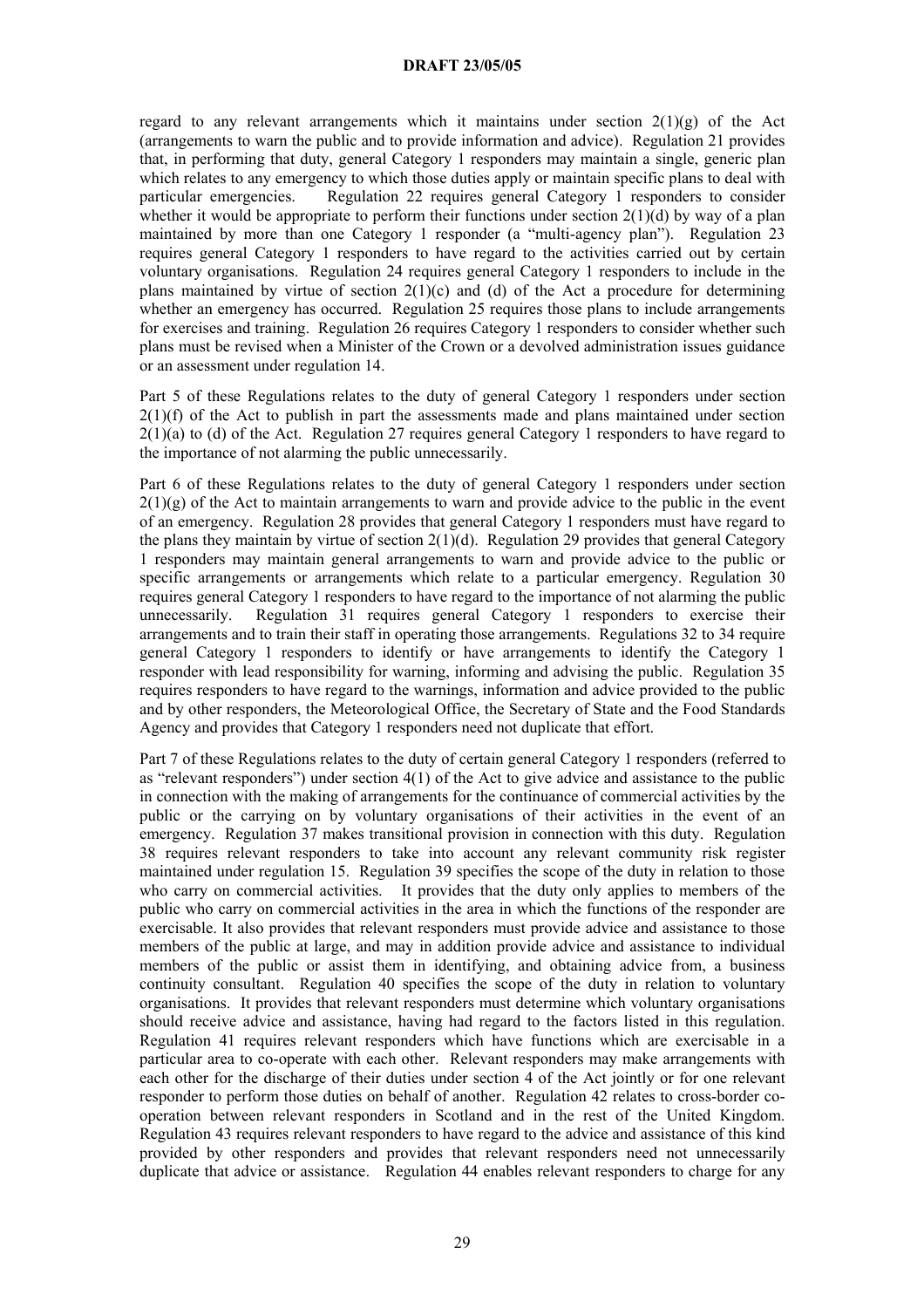regard to any relevant arrangements which it maintains under section 2(1)(g) of the Act (arrangements to warn the public and to provide information and advice). Regulation 21 provides that, in performing that duty, general Category 1 responders may maintain a single, generic plan which relates to any emergency to which those duties apply or maintain specific plans to deal with particular emergencies. Regulation 22 requires general Category 1 responders to consider whether it would be appropriate to perform their functions under section 2(1)(d) by way of a plan maintained by more than one Category 1 responder (a "multi-agency plan"). Regulation 23 requires general Category 1 responders to have regard to the activities carried out by certain voluntary organisations. Regulation 24 requires general Category 1 responders to include in the plans maintained by virtue of section 2(1)(c) and (d) of the Act a procedure for determining whether an emergency has occurred. Regulation 25 requires those plans to include arrangements for exercises and training. Regulation 26 requires Category 1 responders to consider whether such plans must be revised when a Minister of the Crown or a devolved administration issues guidance or an assessment under regulation 14.

Part 5 of these Regulations relates to the duty of general Category 1 responders under section 2(1)(f) of the Act to publish in part the assessments made and plans maintained under section 2(1)(a) to (d) of the Act. Regulation 27 requires general Category 1 responders to have regard to the importance of not alarming the public unnecessarily.

Part 6 of these Regulations relates to the duty of general Category 1 responders under section 2(1)(g) of the Act to maintain arrangements to warn and provide advice to the public in the event of an emergency. Regulation 28 provides that general Category 1 responders must have regard to the plans they maintain by virtue of section 2(1)(d). Regulation 29 provides that general Category 1 responders may maintain general arrangements to warn and provide advice to the public or specific arrangements or arrangements which relate to a particular emergency. Regulation 30 requires general Category 1 responders to have regard to the importance of not alarming the public unnecessarily. Regulation 31 requires general Category 1 responders to exercise their arrangements and to train their staff in operating those arrangements. Regulations 32 to 34 require general Category 1 responders to identify or have arrangements to identify the Category 1 responder with lead responsibility for warning, informing and advising the public. Regulation 35 requires responders to have regard to the warnings, information and advice provided to the public and by other responders, the Meteorological Office, the Secretary of State and the Food Standards Agency and provides that Category 1 responders need not duplicate that effort.

Part 7 of these Regulations relates to the duty of certain general Category 1 responders (referred to as "relevant responders") under section 4(1) of the Act to give advice and assistance to the public in connection with the making of arrangements for the continuance of commercial activities by the public or the carrying on by voluntary organisations of their activities in the event of an emergency. Regulation 37 makes transitional provision in connection with this duty. Regulation 38 requires relevant responders to take into account any relevant community risk register maintained under regulation 15. Regulation 39 specifies the scope of the duty in relation to those who carry on commercial activities. It provides that the duty only applies to members of the public who carry on commercial activities in the area in which the functions of the responder are exercisable. It also provides that relevant responders must provide advice and assistance to those members of the public at large, and may in addition provide advice and assistance to individual members of the public or assist them in identifying, and obtaining advice from, a business continuity consultant. Regulation 40 specifies the scope of the duty in relation to voluntary organisations. It provides that relevant responders must determine which voluntary organisations should receive advice and assistance, having had regard to the factors listed in this regulation. Regulation 41 requires relevant responders which have functions which are exercisable in a particular area to co-operate with each other. Relevant responders may make arrangements with each other for the discharge of their duties under section 4 of the Act jointly or for one relevant responder to perform those duties on behalf of another. Regulation 42 relates to cross-border co-operation between relevant responders in Scotland and in the rest of the United Kingdom. Regulation 43 requires relevant responders to have regard to the advice and assistance of this kind provided by other responders and provides that relevant responders need not unnecessarily duplicate that advice or assistance. Regulation 44 enables relevant responders to charge for any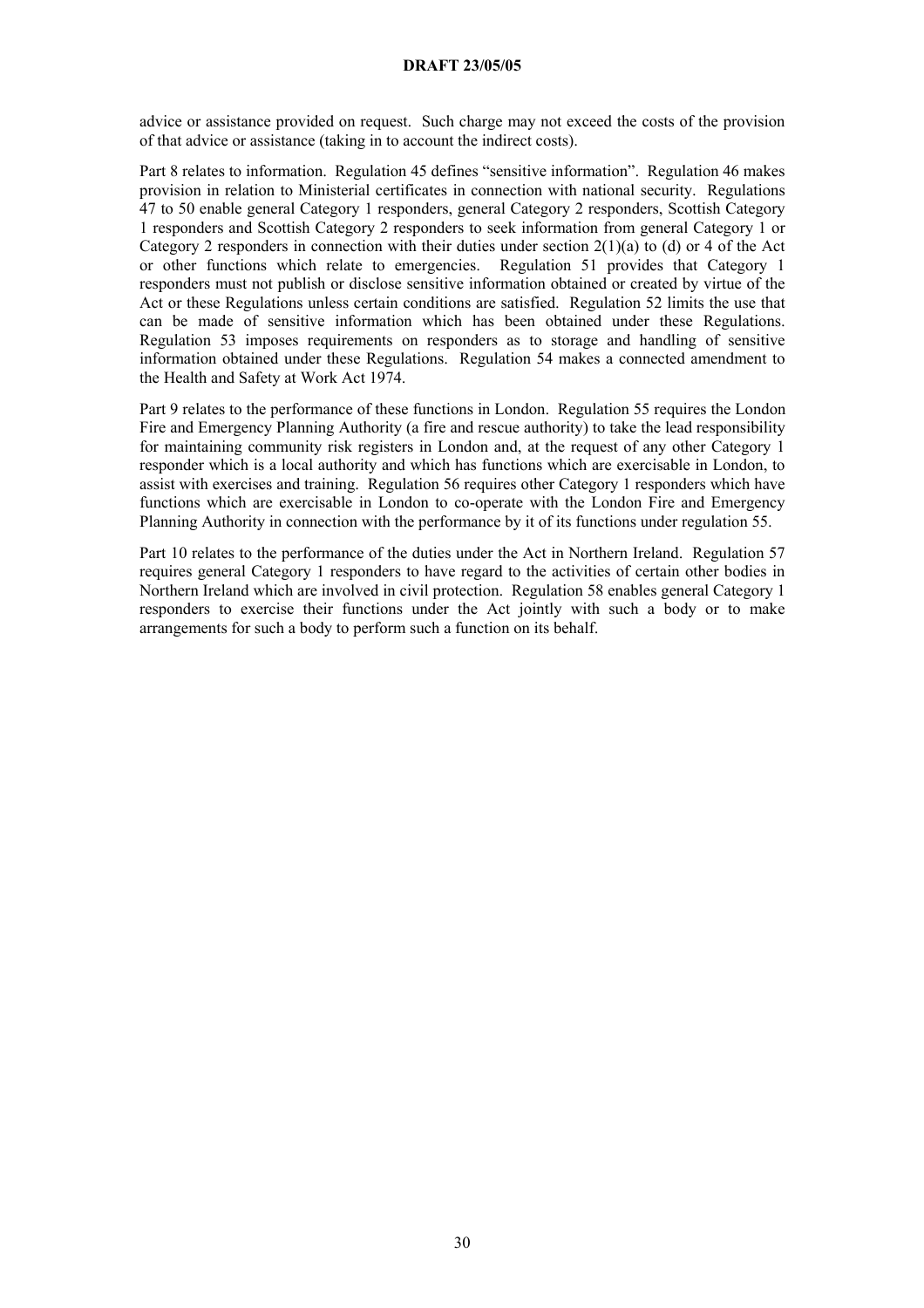advice or assistance provided on request. Such charge may not exceed the costs of the provision of that advice or assistance (taking in to account the indirect costs).

Part 8 relates to information. Regulation 45 defines "sensitive information". Regulation 46 makes provision in relation to Ministerial certificates in connection with national security. Regulations 47 to 50 enable general Category 1 responders, general Category 2 responders, Scottish Category 1 responders and Scottish Category 2 responders to seek information from general Category 1 or Category 2 responders in connection with their duties under section 2(1)(a) to (d) or 4 of the Act or other functions which relate to emergencies. Regulation 51 provides that Category 1 responders must not publish or disclose sensitive information obtained or created by virtue of the Act or these Regulations unless certain conditions are satisfied. Regulation 52 limits the use that can be made of sensitive information which has been obtained under these Regulations. Regulation 53 imposes requirements on responders as to storage and handling of sensitive information obtained under these Regulations. Regulation 54 makes a connected amendment to the Health and Safety at Work Act 1974.

Part 9 relates to the performance of these functions in London. Regulation 55 requires the London Fire and Emergency Planning Authority (a fire and rescue authority) to take the lead responsibility for maintaining community risk registers in London and, at the request of any other Category 1 responder which is a local authority and which has functions which are exercisable in London, to assist with exercises and training. Regulation 56 requires other Category 1 responders which have functions which are exercisable in London to co-operate with the London Fire and Emergency Planning Authority in connection with the performance by it of its functions under regulation 55.

Part 10 relates to the performance of the duties under the Act in Northern Ireland. Regulation 57 requires general Category 1 responders to have regard to the activities of certain other bodies in Northern Ireland which are involved in civil protection. Regulation 58 enables general Category 1 responders to exercise their functions under the Act jointly with such a body or to make arrangements for such a body to perform such a function on its behalf.